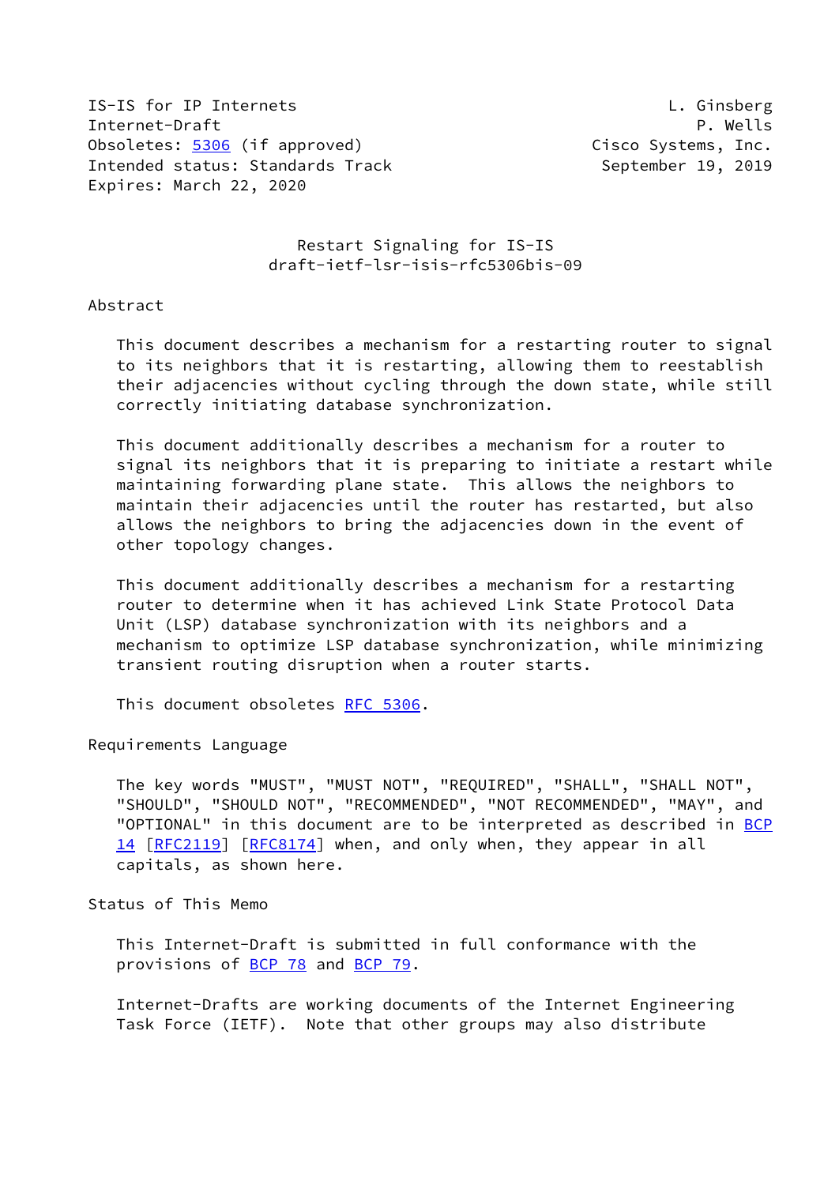IS-IS for IP Internets                                       L. Ginsberg
Internet-Draft                                                  P. Wells
Obsoletes: 5306 (if approved)                        Cisco Systems, Inc.
Intended status: Standards Track                      September 19, 2019
Expires: March 22, 2020

# Restart Signaling for IS-IS
## draft-ietf-lsr-isis-rfc5306bis-09

## Abstract

This document describes a mechanism for a restarting router to signal to its neighbors that it is restarting, allowing them to reestablish their adjacencies without cycling through the down state, while still correctly initiating database synchronization.

This document additionally describes a mechanism for a router to signal its neighbors that it is preparing to initiate a restart while maintaining forwarding plane state. This allows the neighbors to maintain their adjacencies until the router has restarted, but also allows the neighbors to bring the adjacencies down in the event of other topology changes.

This document additionally describes a mechanism for a restarting router to determine when it has achieved Link State Protocol Data Unit (LSP) database synchronization with its neighbors and a mechanism to optimize LSP database synchronization, while minimizing transient routing disruption when a router starts.

This document obsoletes RFC 5306.

## Requirements Language

The key words "MUST", "MUST NOT", "REQUIRED", "SHALL", "SHALL NOT", "SHOULD", "SHOULD NOT", "RECOMMENDED", "NOT RECOMMENDED", "MAY", and "OPTIONAL" in this document are to be interpreted as described in BCP 14 [RFC2119] [RFC8174] when, and only when, they appear in all capitals, as shown here.

## Status of This Memo

This Internet-Draft is submitted in full conformance with the provisions of BCP 78 and BCP 79.

Internet-Drafts are working documents of the Internet Engineering Task Force (IETF). Note that other groups may also distribute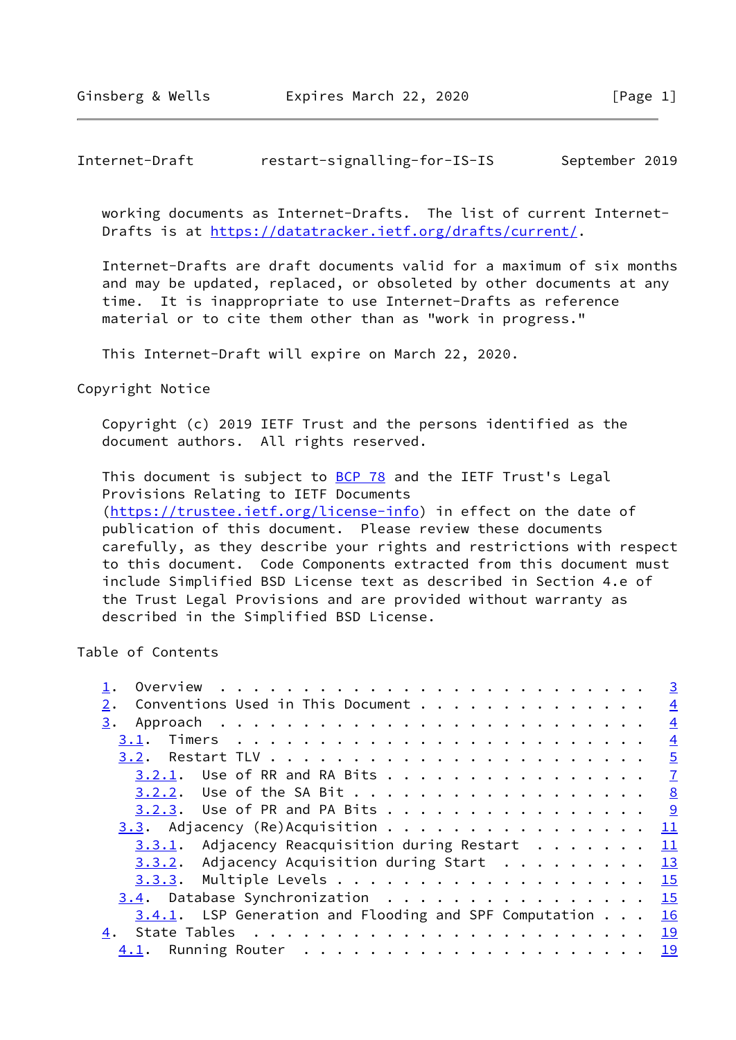working documents as Internet-Drafts. The list of current Internet-Drafts is at https://datatracker.ietf.org/drafts/current/.

Internet-Drafts are draft documents valid for a maximum of six months and may be updated, replaced, or obsoleted by other documents at any time. It is inappropriate to use Internet-Drafts as reference material or to cite them other than as "work in progress."

This Internet-Draft will expire on March 22, 2020.

## Copyright Notice

Copyright (c) 2019 IETF Trust and the persons identified as the document authors. All rights reserved.

This document is subject to BCP 78 and the IETF Trust's Legal Provisions Relating to IETF Documents (https://trustee.ietf.org/license-info) in effect on the date of publication of this document. Please review these documents carefully, as they describe your rights and restrictions with respect to this document. Code Components extracted from this document must include Simplified BSD License text as described in Section 4.e of the Trust Legal Provisions and are provided without warranty as described in the Simplified BSD License.

## Table of Contents

```
   1.  Overview  . . . . . . . . . . . . . . . . . . . . . . . . .   3
   2.  Conventions Used in This Document . . . . . . . . . . . . .   4
   3.  Approach  . . . . . . . . . . . . . . . . . . . . . . . . .   4
     3.1.  Timers  . . . . . . . . . . . . . . . . . . . . . . . .   4
     3.2.  Restart TLV . . . . . . . . . . . . . . . . . . . . . .   5
       3.2.1.  Use of RR and RA Bits . . . . . . . . . . . . . . .   7
       3.2.2.  Use of the SA Bit . . . . . . . . . . . . . . . . .   8
       3.2.3.  Use of PR and PA Bits . . . . . . . . . . . . . . .   9
     3.3.  Adjacency (Re)Acquisition . . . . . . . . . . . . . . .  11
       3.3.1.  Adjacency Reacquisition during Restart  . . . . . .  11
       3.3.2.  Adjacency Acquisition during Start  . . . . . . . .  13
       3.3.3.  Multiple Levels . . . . . . . . . . . . . . . . . .  15
     3.4.  Database Synchronization  . . . . . . . . . . . . . . .  15
       3.4.1.  LSP Generation and Flooding and SPF Computation . .  16
   4.  State Tables  . . . . . . . . . . . . . . . . . . . . . . .  19
     4.1.  Running Router  . . . . . . . . . . . . . . . . . . . .  19
```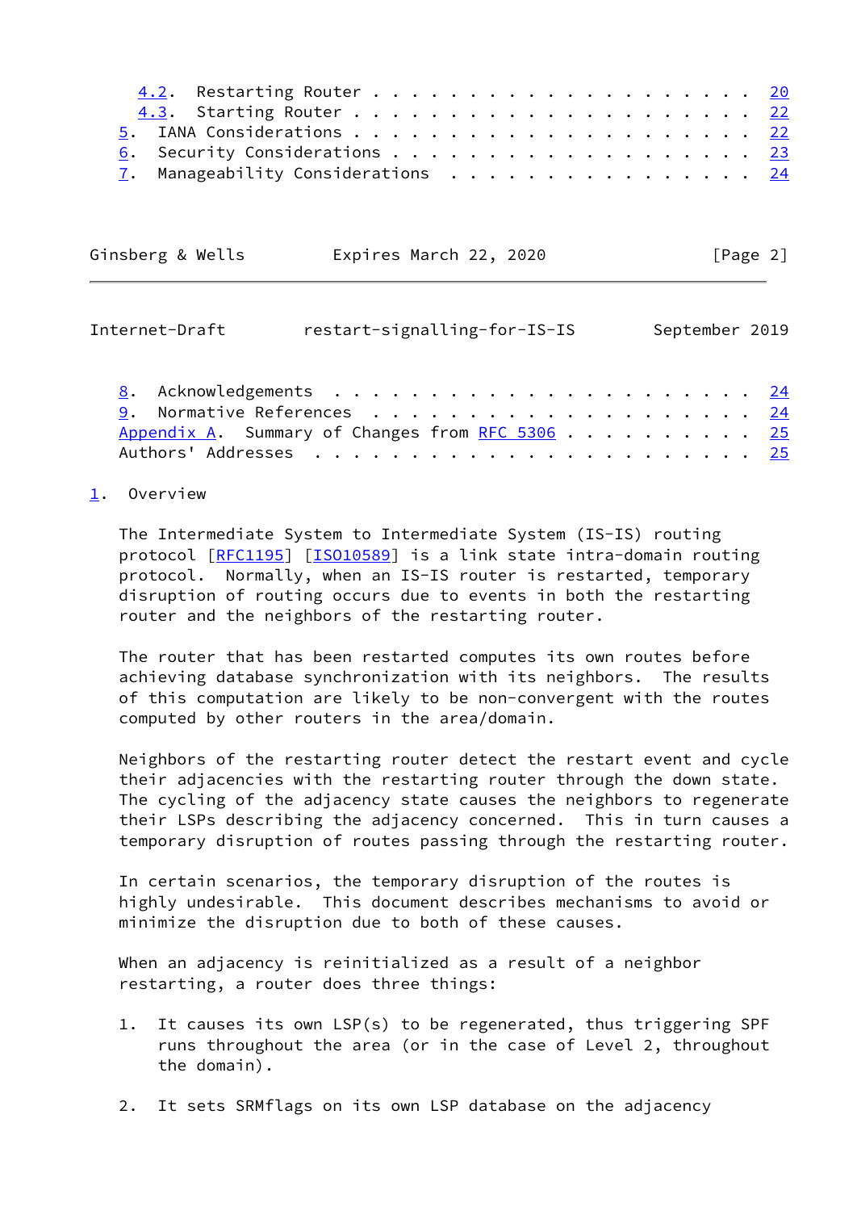4.2. Restarting Router . . . . . . . . . . . . . . . . . . . . 20
4.3. Starting Router . . . . . . . . . . . . . . . . . . . . . 22
5. IANA Considerations . . . . . . . . . . . . . . . . . . . . 22
6. Security Considerations . . . . . . . . . . . . . . . . . . 23
7. Manageability Considerations . . . . . . . . . . . . . . . 24
8. Acknowledgements . . . . . . . . . . . . . . . . . . . . . 24
9. Normative References . . . . . . . . . . . . . . . . . . . 24
Appendix A. Summary of Changes from RFC 5306 . . . . . . . . . . 25
Authors' Addresses . . . . . . . . . . . . . . . . . . . . . . . 25

## 1. Overview

The Intermediate System to Intermediate System (IS-IS) routing protocol [RFC1195] [ISO10589] is a link state intra-domain routing protocol. Normally, when an IS-IS router is restarted, temporary disruption of routing occurs due to events in both the restarting router and the neighbors of the restarting router.

The router that has been restarted computes its own routes before achieving database synchronization with its neighbors. The results of this computation are likely to be non-convergent with the routes computed by other routers in the area/domain.

Neighbors of the restarting router detect the restart event and cycle their adjacencies with the restarting router through the down state. The cycling of the adjacency state causes the neighbors to regenerate their LSPs describing the adjacency concerned. This in turn causes a temporary disruption of routes passing through the restarting router.

In certain scenarios, the temporary disruption of the routes is highly undesirable. This document describes mechanisms to avoid or minimize the disruption due to both of these causes.

When an adjacency is reinitialized as a result of a neighbor restarting, a router does three things:

1. It causes its own LSP(s) to be regenerated, thus triggering SPF runs throughout the area (or in the case of Level 2, throughout the domain).

2. It sets SRMflags on its own LSP database on the adjacency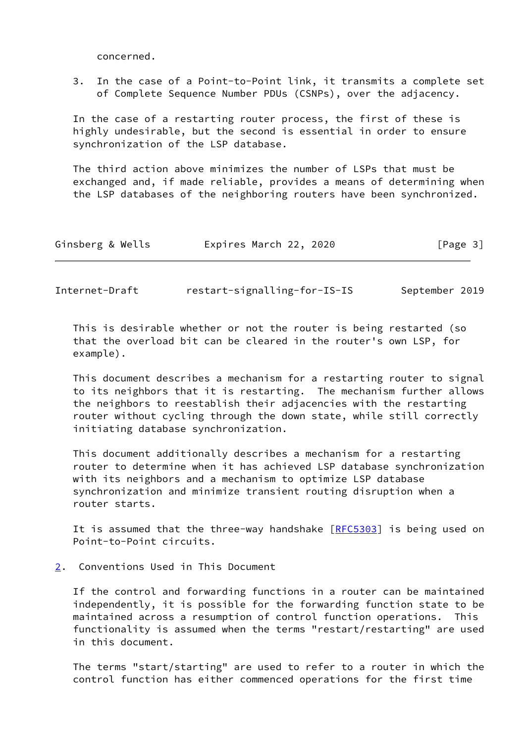concerned.

3. In the case of a Point-to-Point link, it transmits a complete set of Complete Sequence Number PDUs (CSNPs), over the adjacency.

In the case of a restarting router process, the first of these is highly undesirable, but the second is essential in order to ensure synchronization of the LSP database.

The third action above minimizes the number of LSPs that must be exchanged and, if made reliable, provides a means of determining when the LSP databases of the neighboring routers have been synchronized.

This is desirable whether or not the router is being restarted (so that the overload bit can be cleared in the router's own LSP, for example).

This document describes a mechanism for a restarting router to signal to its neighbors that it is restarting. The mechanism further allows the neighbors to reestablish their adjacencies with the restarting router without cycling through the down state, while still correctly initiating database synchronization.

This document additionally describes a mechanism for a restarting router to determine when it has achieved LSP database synchronization with its neighbors and a mechanism to optimize LSP database synchronization and minimize transient routing disruption when a router starts.

It is assumed that the three-way handshake [RFC5303] is being used on Point-to-Point circuits.

## 2. Conventions Used in This Document

If the control and forwarding functions in a router can be maintained independently, it is possible for the forwarding function state to be maintained across a resumption of control function operations. This functionality is assumed when the terms "restart/restarting" are used in this document.

The terms "start/starting" are used to refer to a router in which the control function has either commenced operations for the first time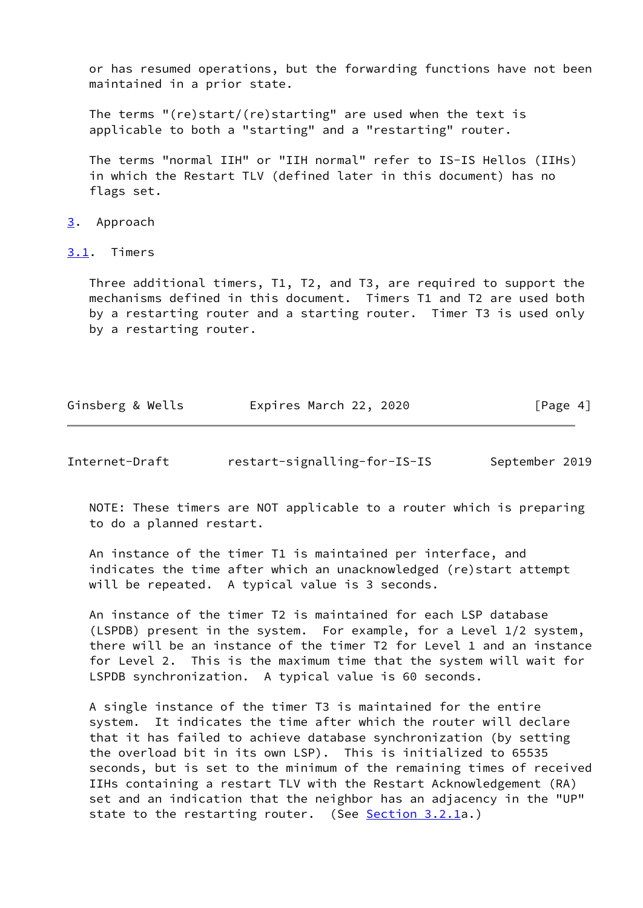or has resumed operations, but the forwarding functions have not been maintained in a prior state.

The terms "(re)start/(re)starting" are used when the text is applicable to both a "starting" and a "restarting" router.

The terms "normal IIH" or "IIH normal" refer to IS-IS Hellos (IIHs) in which the Restart TLV (defined later in this document) has no flags set.

## 3. Approach

### 3.1. Timers

Three additional timers, T1, T2, and T3, are required to support the mechanisms defined in this document. Timers T1 and T2 are used both by a restarting router and a starting router. Timer T3 is used only by a restarting router.

NOTE: These timers are NOT applicable to a router which is preparing to do a planned restart.

An instance of the timer T1 is maintained per interface, and indicates the time after which an unacknowledged (re)start attempt will be repeated. A typical value is 3 seconds.

An instance of the timer T2 is maintained for each LSP database (LSPDB) present in the system. For example, for a Level 1/2 system, there will be an instance of the timer T2 for Level 1 and an instance for Level 2. This is the maximum time that the system will wait for LSPDB synchronization. A typical value is 60 seconds.

A single instance of the timer T3 is maintained for the entire system. It indicates the time after which the router will declare that it has failed to achieve database synchronization (by setting the overload bit in its own LSP). This is initialized to 65535 seconds, but is set to the minimum of the remaining times of received IIHs containing a restart TLV with the Restart Acknowledgement (RA) set and an indication that the neighbor has an adjacency in the "UP" state to the restarting router. (See Section 3.2.1a.)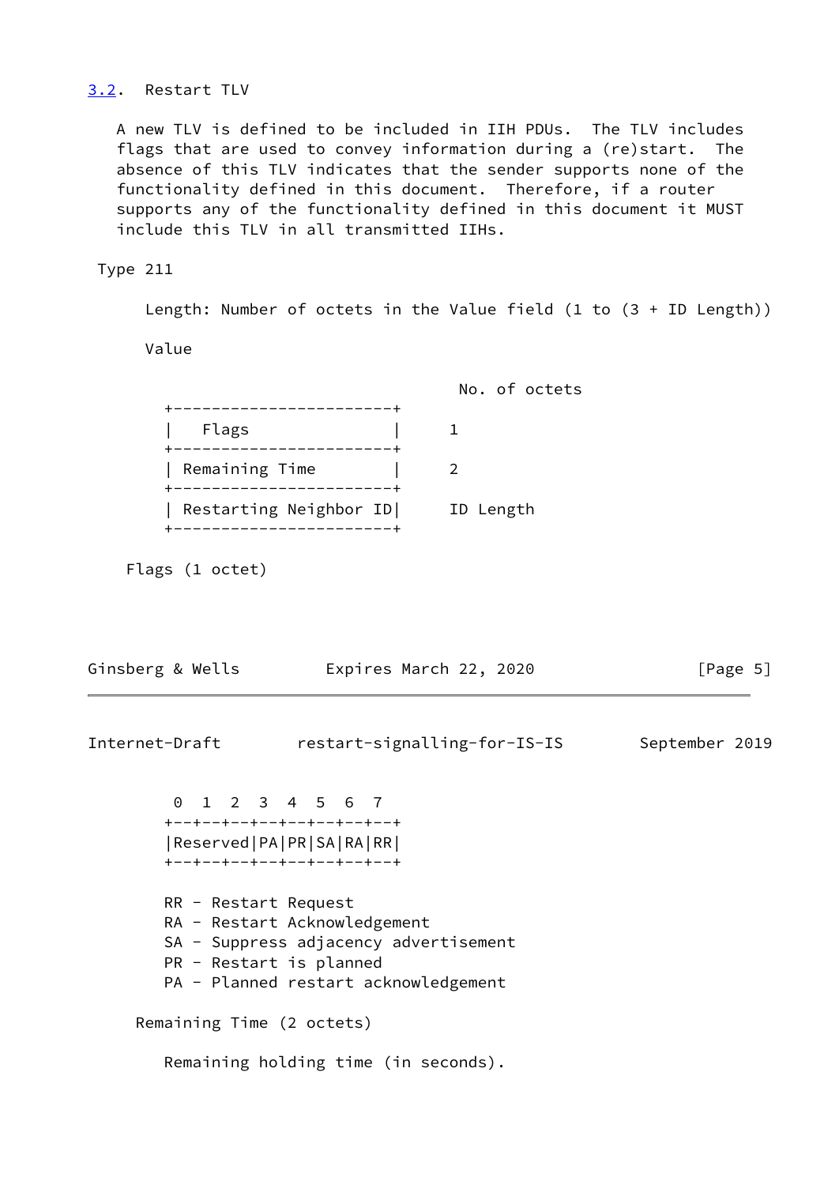## 3.2. Restart TLV

A new TLV is defined to be included in IIH PDUs. The TLV includes flags that are used to convey information during a (re)start. The absence of this TLV indicates that the sender supports none of the functionality defined in this document. Therefore, if a router supports any of the functionality defined in this document it MUST include this TLV in all transmitted IIHs.

Type 211

Length: Number of octets in the Value field (1 to (3 + ID Length))

Value

```
                                     No. of octets
 +-----------------------+
 |   Flags               |     1
 +-----------------------+
 | Remaining Time        |     2
 +-----------------------+
 | Restarting Neighbor ID|     ID Length
 +-----------------------+
```

Flags (1 octet)

```
  0  1  2  3  4  5  6  7
 +--+--+--+--+--+--+--+--+
 |Reserved|PA|PR|SA|RA|RR|
 +--+--+--+--+--+--+--+--+
```

RR - Restart Request
RA - Restart Acknowledgement
SA - Suppress adjacency advertisement
PR - Restart is planned
PA - Planned restart acknowledgement

Remaining Time (2 octets)

Remaining holding time (in seconds).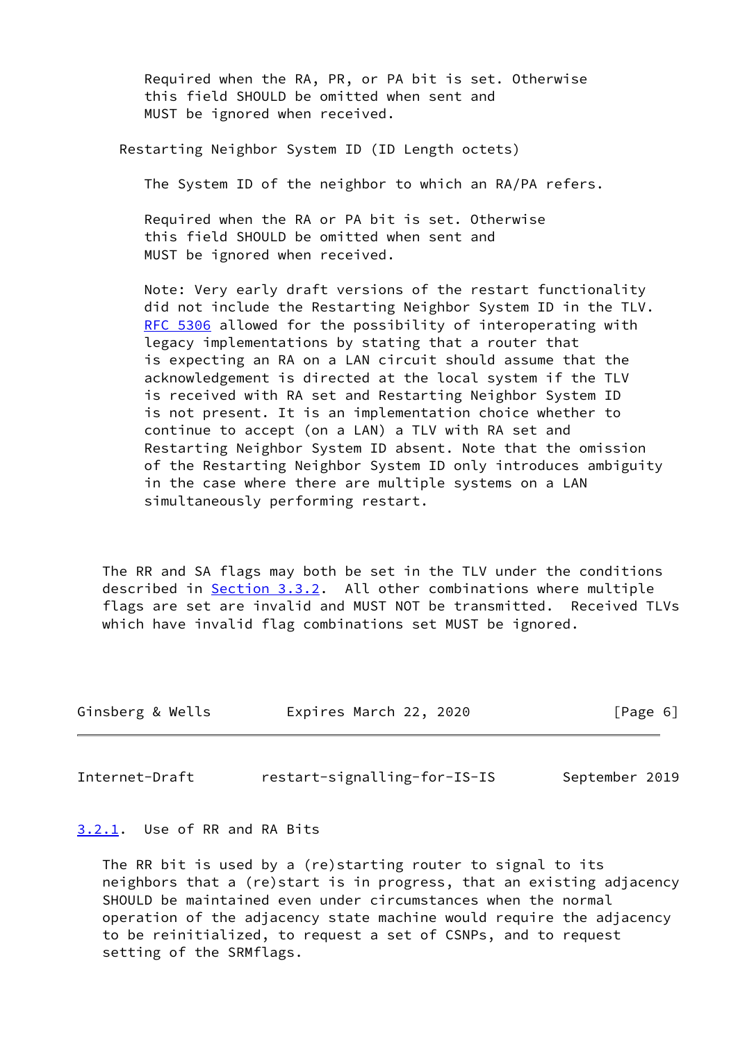Required when the RA, PR, or PA bit is set. Otherwise this field SHOULD be omitted when sent and MUST be ignored when received.

Restarting Neighbor System ID (ID Length octets)

The System ID of the neighbor to which an RA/PA refers.

Required when the RA or PA bit is set. Otherwise this field SHOULD be omitted when sent and MUST be ignored when received.

Note: Very early draft versions of the restart functionality did not include the Restarting Neighbor System ID in the TLV. RFC 5306 allowed for the possibility of interoperating with legacy implementations by stating that a router that is expecting an RA on a LAN circuit should assume that the acknowledgement is directed at the local system if the TLV is received with RA set and Restarting Neighbor System ID is not present. It is an implementation choice whether to continue to accept (on a LAN) a TLV with RA set and Restarting Neighbor System ID absent. Note that the omission of the Restarting Neighbor System ID only introduces ambiguity in the case where there are multiple systems on a LAN simultaneously performing restart.

The RR and SA flags may both be set in the TLV under the conditions described in Section 3.3.2. All other combinations where multiple flags are set are invalid and MUST NOT be transmitted. Received TLVs which have invalid flag combinations set MUST be ignored.

### 3.2.1. Use of RR and RA Bits

The RR bit is used by a (re)starting router to signal to its neighbors that a (re)start is in progress, that an existing adjacency SHOULD be maintained even under circumstances when the normal operation of the adjacency state machine would require the adjacency to be reinitialized, to request a set of CSNPs, and to request setting of the SRMflags.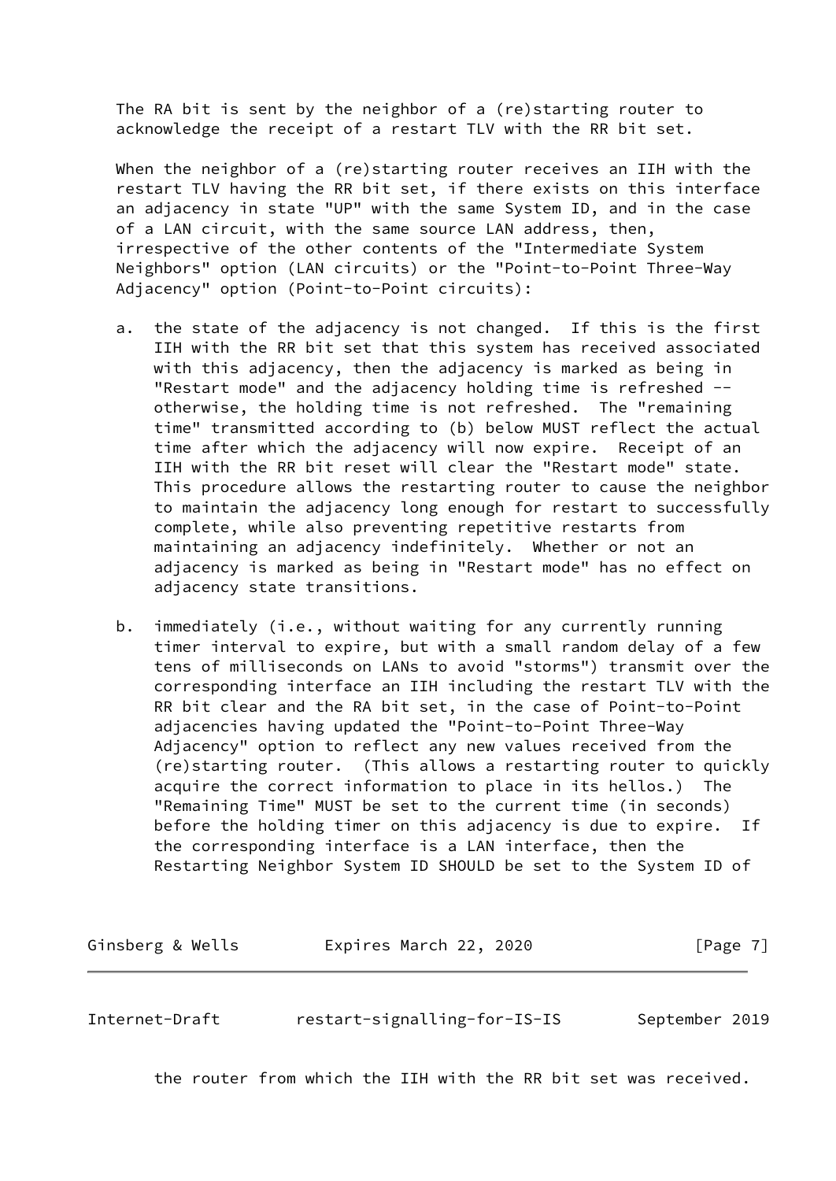The RA bit is sent by the neighbor of a (re)starting router to acknowledge the receipt of a restart TLV with the RR bit set.

When the neighbor of a (re)starting router receives an IIH with the restart TLV having the RR bit set, if there exists on this interface an adjacency in state "UP" with the same System ID, and in the case of a LAN circuit, with the same source LAN address, then, irrespective of the other contents of the "Intermediate System Neighbors" option (LAN circuits) or the "Point-to-Point Three-Way Adjacency" option (Point-to-Point circuits):

a. the state of the adjacency is not changed. If this is the first IIH with the RR bit set that this system has received associated with this adjacency, then the adjacency is marked as being in "Restart mode" and the adjacency holding time is refreshed -- otherwise, the holding time is not refreshed. The "remaining time" transmitted according to (b) below MUST reflect the actual time after which the adjacency will now expire. Receipt of an IIH with the RR bit reset will clear the "Restart mode" state. This procedure allows the restarting router to cause the neighbor to maintain the adjacency long enough for restart to successfully complete, while also preventing repetitive restarts from maintaining an adjacency indefinitely. Whether or not an adjacency is marked as being in "Restart mode" has no effect on adjacency state transitions.

b. immediately (i.e., without waiting for any currently running timer interval to expire, but with a small random delay of a few tens of milliseconds on LANs to avoid "storms") transmit over the corresponding interface an IIH including the restart TLV with the RR bit clear and the RA bit set, in the case of Point-to-Point adjacencies having updated the "Point-to-Point Three-Way Adjacency" option to reflect any new values received from the (re)starting router. (This allows a restarting router to quickly acquire the correct information to place in its hellos.) The "Remaining Time" MUST be set to the current time (in seconds) before the holding timer on this adjacency is due to expire. If the corresponding interface is a LAN interface, then the Restarting Neighbor System ID SHOULD be set to the System ID of the router from which the IIH with the RR bit set was received.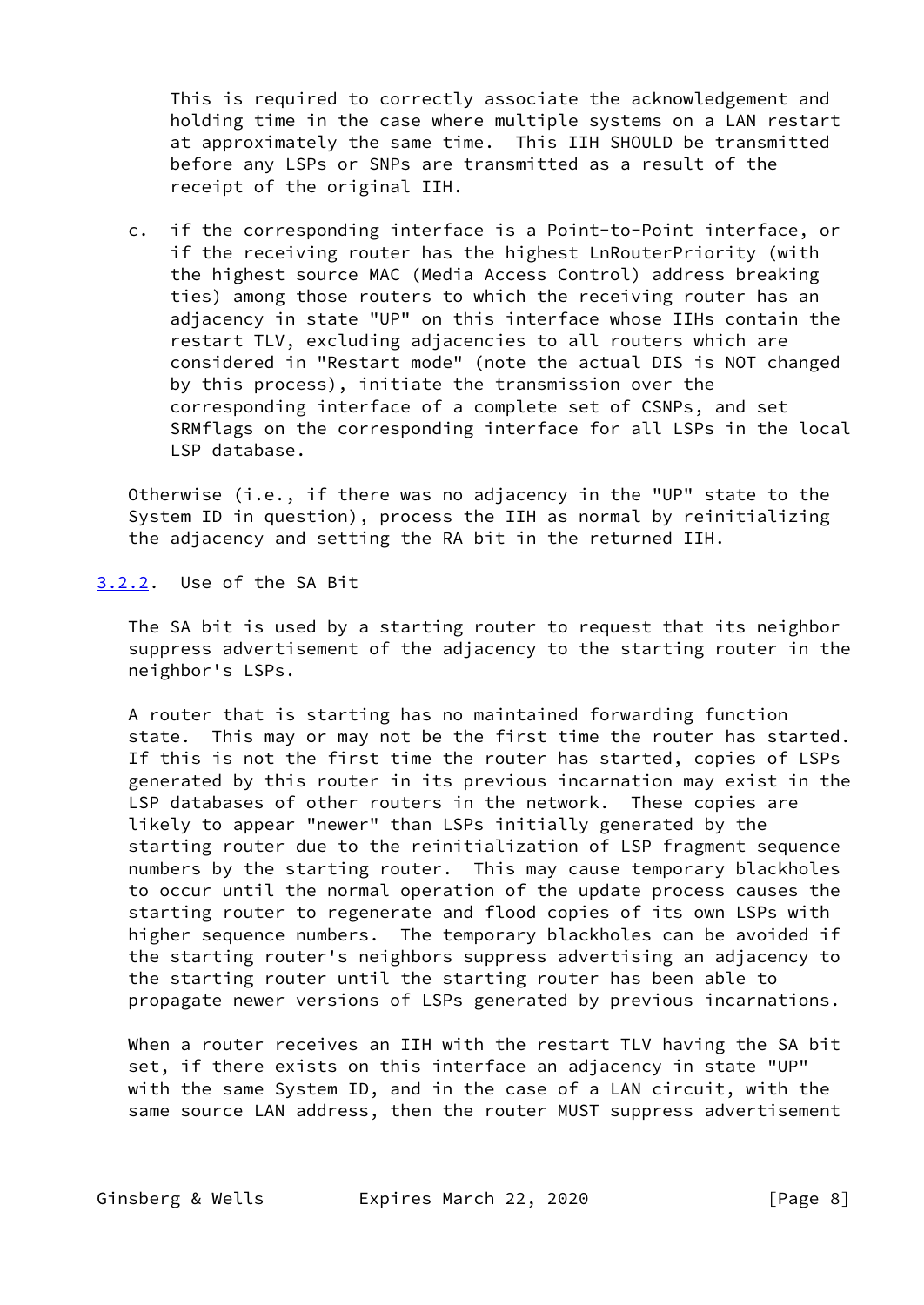This is required to correctly associate the acknowledgement and holding time in the case where multiple systems on a LAN restart at approximately the same time. This IIH SHOULD be transmitted before any LSPs or SNPs are transmitted as a result of the receipt of the original IIH.

c. if the corresponding interface is a Point-to-Point interface, or if the receiving router has the highest LnRouterPriority (with the highest source MAC (Media Access Control) address breaking ties) among those routers to which the receiving router has an adjacency in state "UP" on this interface whose IIHs contain the restart TLV, excluding adjacencies to all routers which are considered in "Restart mode" (note the actual DIS is NOT changed by this process), initiate the transmission over the corresponding interface of a complete set of CSNPs, and set SRMflags on the corresponding interface for all LSPs in the local LSP database.

Otherwise (i.e., if there was no adjacency in the "UP" state to the System ID in question), process the IIH as normal by reinitializing the adjacency and setting the RA bit in the returned IIH.

### 3.2.2. Use of the SA Bit

The SA bit is used by a starting router to request that its neighbor suppress advertisement of the adjacency to the starting router in the neighbor's LSPs.

A router that is starting has no maintained forwarding function state. This may or may not be the first time the router has started. If this is not the first time the router has started, copies of LSPs generated by this router in its previous incarnation may exist in the LSP databases of other routers in the network. These copies are likely to appear "newer" than LSPs initially generated by the starting router due to the reinitialization of LSP fragment sequence numbers by the starting router. This may cause temporary blackholes to occur until the normal operation of the update process causes the starting router to regenerate and flood copies of its own LSPs with higher sequence numbers. The temporary blackholes can be avoided if the starting router's neighbors suppress advertising an adjacency to the starting router until the starting router has been able to propagate newer versions of LSPs generated by previous incarnations.

When a router receives an IIH with the restart TLV having the SA bit set, if there exists on this interface an adjacency in state "UP" with the same System ID, and in the case of a LAN circuit, with the same source LAN address, then the router MUST suppress advertisement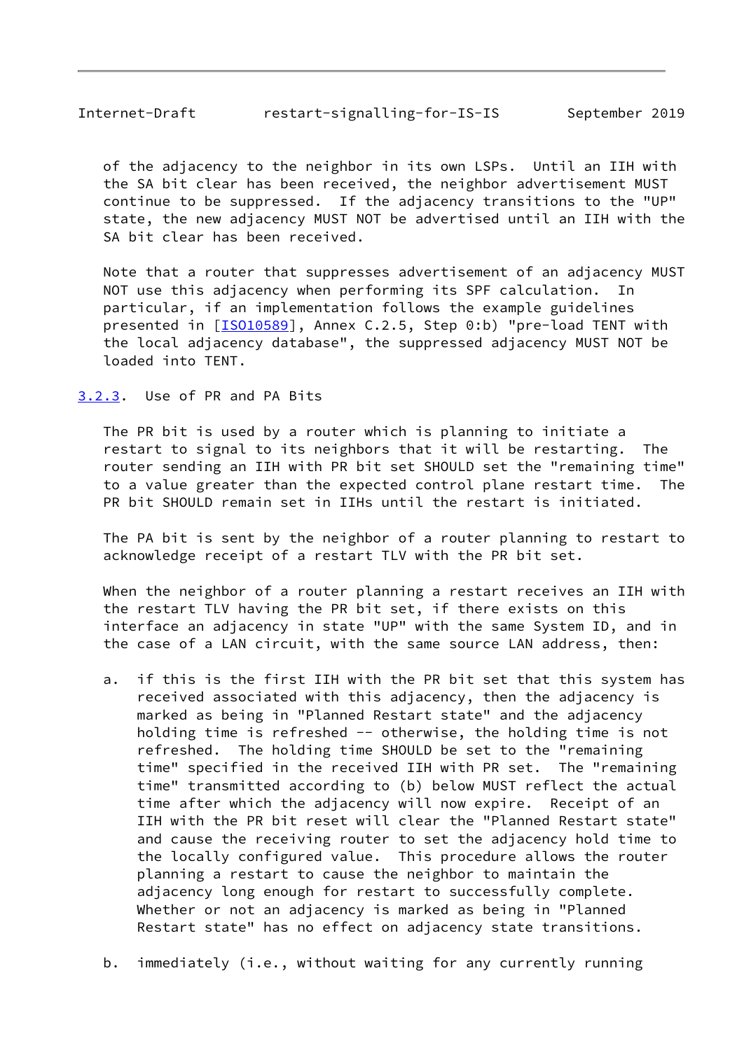of the adjacency to the neighbor in its own LSPs. Until an IIH with the SA bit clear has been received, the neighbor advertisement MUST continue to be suppressed. If the adjacency transitions to the "UP" state, the new adjacency MUST NOT be advertised until an IIH with the SA bit clear has been received.

Note that a router that suppresses advertisement of an adjacency MUST NOT use this adjacency when performing its SPF calculation. In particular, if an implementation follows the example guidelines presented in [ISO10589], Annex C.2.5, Step 0:b) "pre-load TENT with the local adjacency database", the suppressed adjacency MUST NOT be loaded into TENT.

### 3.2.3. Use of PR and PA Bits

The PR bit is used by a router which is planning to initiate a restart to signal to its neighbors that it will be restarting. The router sending an IIH with PR bit set SHOULD set the "remaining time" to a value greater than the expected control plane restart time. The PR bit SHOULD remain set in IIHs until the restart is initiated.

The PA bit is sent by the neighbor of a router planning to restart to acknowledge receipt of a restart TLV with the PR bit set.

When the neighbor of a router planning a restart receives an IIH with the restart TLV having the PR bit set, if there exists on this interface an adjacency in state "UP" with the same System ID, and in the case of a LAN circuit, with the same source LAN address, then:

a. if this is the first IIH with the PR bit set that this system has received associated with this adjacency, then the adjacency is marked as being in "Planned Restart state" and the adjacency holding time is refreshed -- otherwise, the holding time is not refreshed. The holding time SHOULD be set to the "remaining time" specified in the received IIH with PR set. The "remaining time" transmitted according to (b) below MUST reflect the actual time after which the adjacency will now expire. Receipt of an IIH with the PR bit reset will clear the "Planned Restart state" and cause the receiving router to set the adjacency hold time to the locally configured value. This procedure allows the router planning a restart to cause the neighbor to maintain the adjacency long enough for restart to successfully complete. Whether or not an adjacency is marked as being in "Planned Restart state" has no effect on adjacency state transitions.

b. immediately (i.e., without waiting for any currently running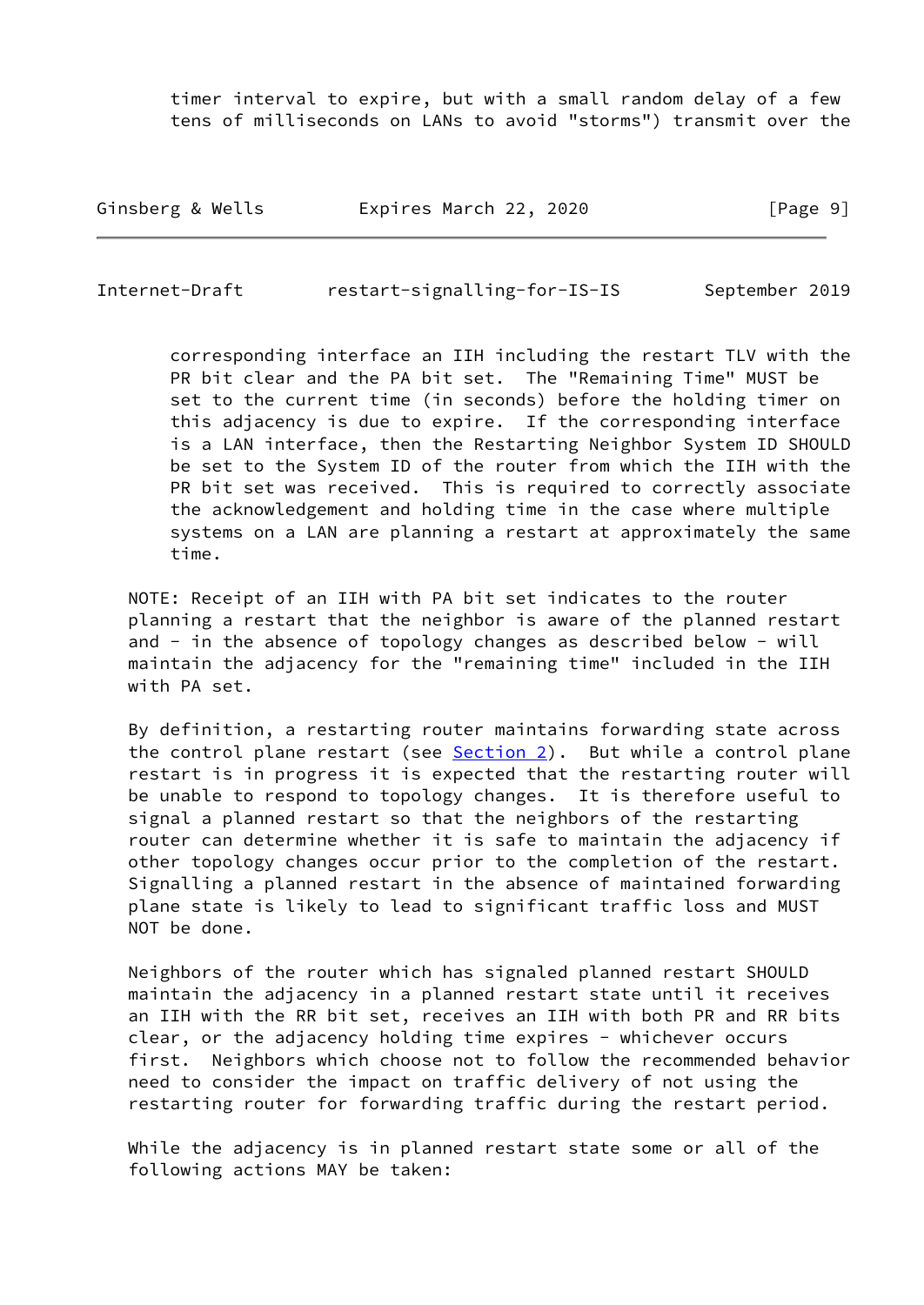timer interval to expire, but with a small random delay of a few tens of milliseconds on LANs to avoid "storms") transmit over the corresponding interface an IIH including the restart TLV with the PR bit clear and the PA bit set. The "Remaining Time" MUST be set to the current time (in seconds) before the holding timer on this adjacency is due to expire. If the corresponding interface is a LAN interface, then the Restarting Neighbor System ID SHOULD be set to the System ID of the router from which the IIH with the PR bit set was received. This is required to correctly associate the acknowledgement and holding time in the case where multiple systems on a LAN are planning a restart at approximately the same time.

NOTE: Receipt of an IIH with PA bit set indicates to the router planning a restart that the neighbor is aware of the planned restart and - in the absence of topology changes as described below - will maintain the adjacency for the "remaining time" included in the IIH with PA set.

By definition, a restarting router maintains forwarding state across the control plane restart (see Section 2). But while a control plane restart is in progress it is expected that the restarting router will be unable to respond to topology changes. It is therefore useful to signal a planned restart so that the neighbors of the restarting router can determine whether it is safe to maintain the adjacency if other topology changes occur prior to the completion of the restart. Signalling a planned restart in the absence of maintained forwarding plane state is likely to lead to significant traffic loss and MUST NOT be done.

Neighbors of the router which has signaled planned restart SHOULD maintain the adjacency in a planned restart state until it receives an IIH with the RR bit set, receives an IIH with both PR and RR bits clear, or the adjacency holding time expires - whichever occurs first. Neighbors which choose not to follow the recommended behavior need to consider the impact on traffic delivery of not using the restarting router for forwarding traffic during the restart period.

While the adjacency is in planned restart state some or all of the following actions MAY be taken: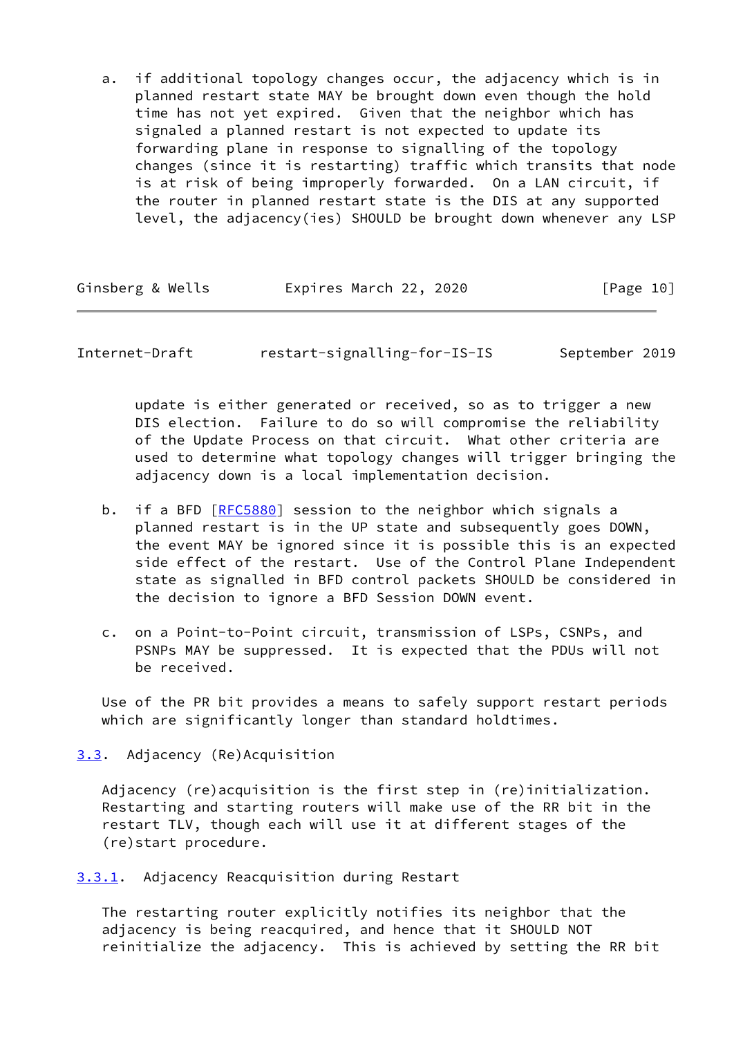a. if additional topology changes occur, the adjacency which is in planned restart state MAY be brought down even though the hold time has not yet expired. Given that the neighbor which has signaled a planned restart is not expected to update its forwarding plane in response to signalling of the topology changes (since it is restarting) traffic which transits that node is at risk of being improperly forwarded. On a LAN circuit, if the router in planned restart state is the DIS at any supported level, the adjacency(ies) SHOULD be brought down whenever any LSP update is either generated or received, so as to trigger a new DIS election. Failure to do so will compromise the reliability of the Update Process on that circuit. What other criteria are used to determine what topology changes will trigger bringing the adjacency down is a local implementation decision.

b. if a BFD [RFC5880] session to the neighbor which signals a planned restart is in the UP state and subsequently goes DOWN, the event MAY be ignored since it is possible this is an expected side effect of the restart. Use of the Control Plane Independent state as signalled in BFD control packets SHOULD be considered in the decision to ignore a BFD Session DOWN event.

c. on a Point-to-Point circuit, transmission of LSPs, CSNPs, and PSNPs MAY be suppressed. It is expected that the PDUs will not be received.

Use of the PR bit provides a means to safely support restart periods which are significantly longer than standard holdtimes.

### 3.3. Adjacency (Re)Acquisition

Adjacency (re)acquisition is the first step in (re)initialization. Restarting and starting routers will make use of the RR bit in the restart TLV, though each will use it at different stages of the (re)start procedure.

#### 3.3.1. Adjacency Reacquisition during Restart

The restarting router explicitly notifies its neighbor that the adjacency is being reacquired, and hence that it SHOULD NOT reinitialize the adjacency. This is achieved by setting the RR bit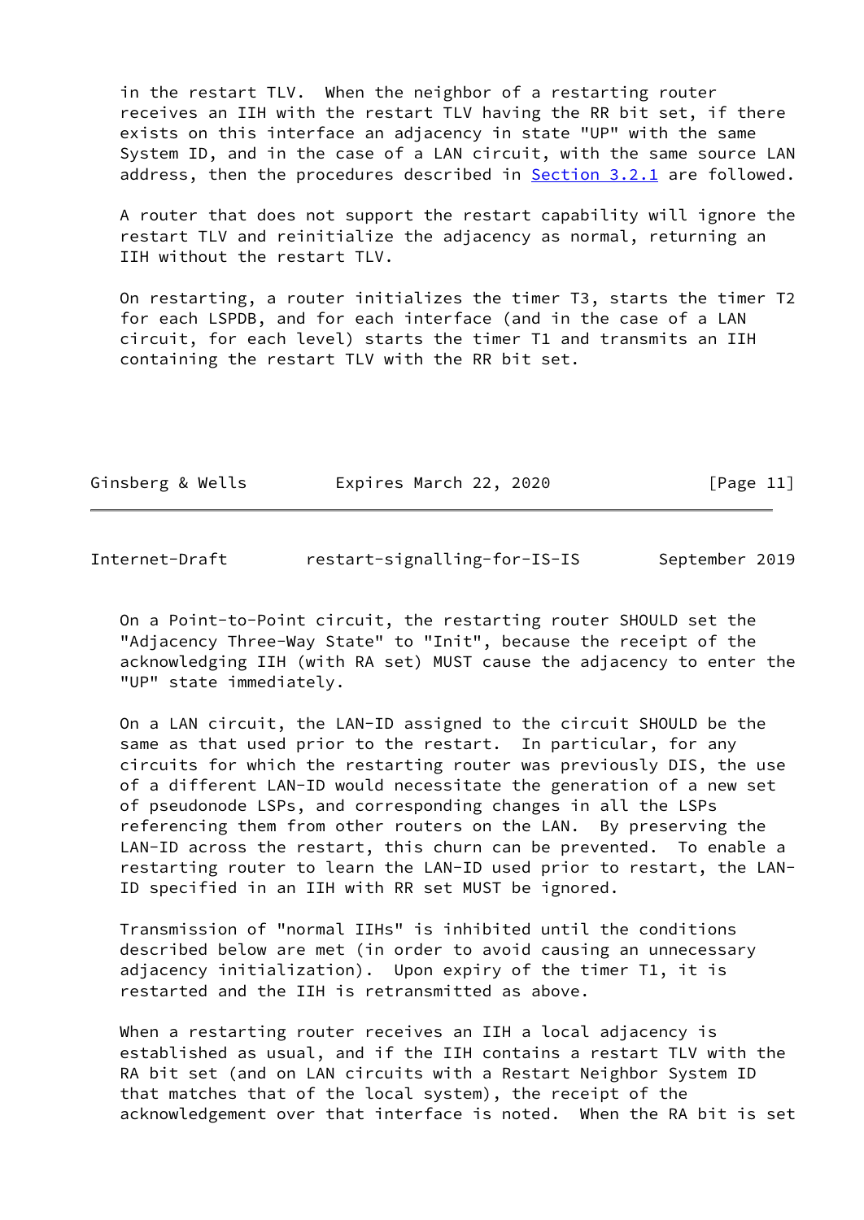in the restart TLV. When the neighbor of a restarting router receives an IIH with the restart TLV having the RR bit set, if there exists on this interface an adjacency in state "UP" with the same System ID, and in the case of a LAN circuit, with the same source LAN address, then the procedures described in Section 3.2.1 are followed.

A router that does not support the restart capability will ignore the restart TLV and reinitialize the adjacency as normal, returning an IIH without the restart TLV.

On restarting, a router initializes the timer T3, starts the timer T2 for each LSPDB, and for each interface (and in the case of a LAN circuit, for each level) starts the timer T1 and transmits an IIH containing the restart TLV with the RR bit set.

On a Point-to-Point circuit, the restarting router SHOULD set the "Adjacency Three-Way State" to "Init", because the receipt of the acknowledging IIH (with RA set) MUST cause the adjacency to enter the "UP" state immediately.

On a LAN circuit, the LAN-ID assigned to the circuit SHOULD be the same as that used prior to the restart. In particular, for any circuits for which the restarting router was previously DIS, the use of a different LAN-ID would necessitate the generation of a new set of pseudonode LSPs, and corresponding changes in all the LSPs referencing them from other routers on the LAN. By preserving the LAN-ID across the restart, this churn can be prevented. To enable a restarting router to learn the LAN-ID used prior to restart, the LAN-ID specified in an IIH with RR set MUST be ignored.

Transmission of "normal IIHs" is inhibited until the conditions described below are met (in order to avoid causing an unnecessary adjacency initialization). Upon expiry of the timer T1, it is restarted and the IIH is retransmitted as above.

When a restarting router receives an IIH a local adjacency is established as usual, and if the IIH contains a restart TLV with the RA bit set (and on LAN circuits with a Restart Neighbor System ID that matches that of the local system), the receipt of the acknowledgement over that interface is noted. When the RA bit is set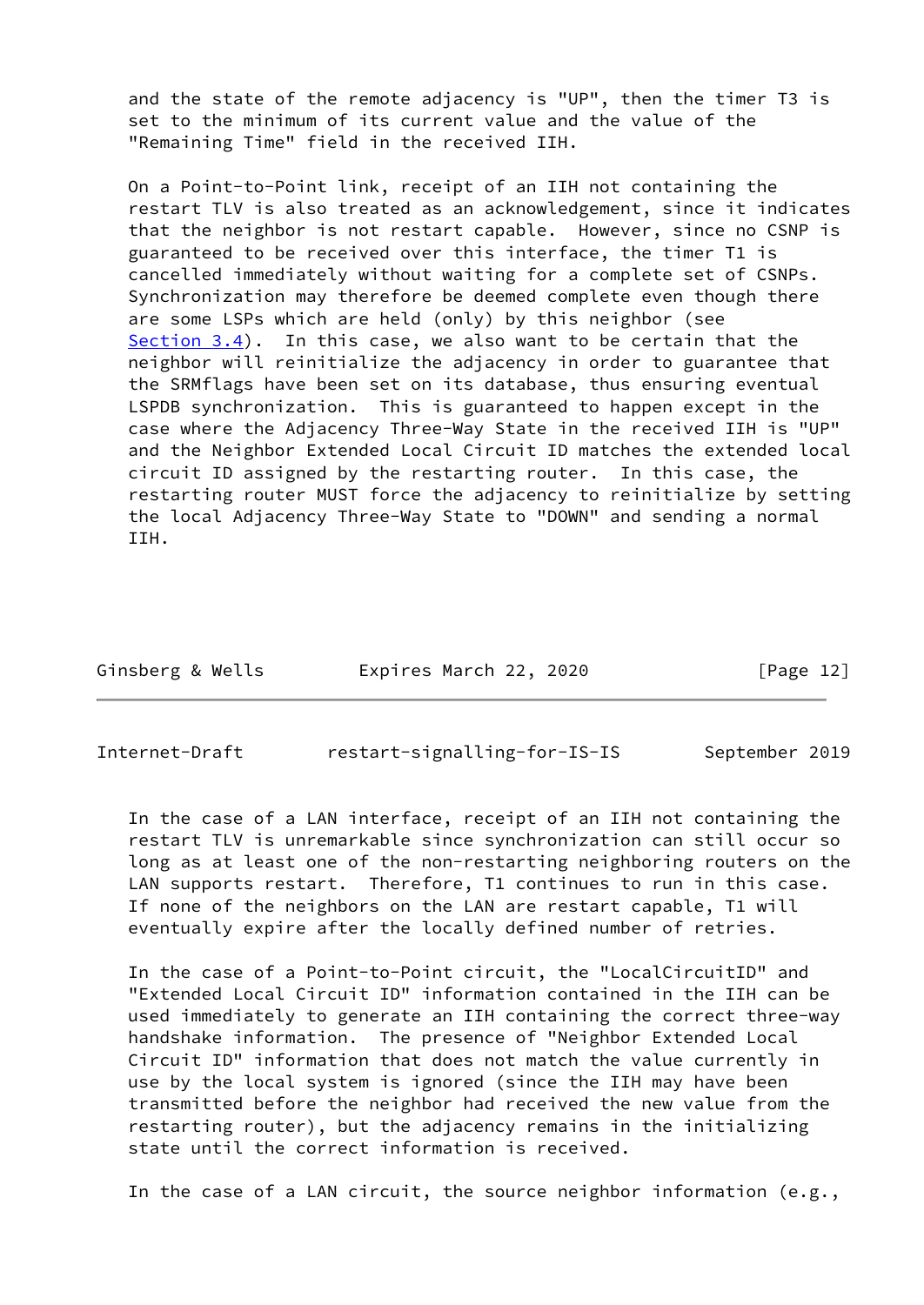and the state of the remote adjacency is "UP", then the timer T3 is set to the minimum of its current value and the value of the "Remaining Time" field in the received IIH.

On a Point-to-Point link, receipt of an IIH not containing the restart TLV is also treated as an acknowledgement, since it indicates that the neighbor is not restart capable. However, since no CSNP is guaranteed to be received over this interface, the timer T1 is cancelled immediately without waiting for a complete set of CSNPs. Synchronization may therefore be deemed complete even though there are some LSPs which are held (only) by this neighbor (see Section 3.4). In this case, we also want to be certain that the neighbor will reinitialize the adjacency in order to guarantee that the SRMflags have been set on its database, thus ensuring eventual LSPDB synchronization. This is guaranteed to happen except in the case where the Adjacency Three-Way State in the received IIH is "UP" and the Neighbor Extended Local Circuit ID matches the extended local circuit ID assigned by the restarting router. In this case, the restarting router MUST force the adjacency to reinitialize by setting the local Adjacency Three-Way State to "DOWN" and sending a normal IIH.

In the case of a LAN interface, receipt of an IIH not containing the restart TLV is unremarkable since synchronization can still occur so long as at least one of the non-restarting neighboring routers on the LAN supports restart. Therefore, T1 continues to run in this case. If none of the neighbors on the LAN are restart capable, T1 will eventually expire after the locally defined number of retries.

In the case of a Point-to-Point circuit, the "LocalCircuitID" and "Extended Local Circuit ID" information contained in the IIH can be used immediately to generate an IIH containing the correct three-way handshake information. The presence of "Neighbor Extended Local Circuit ID" information that does not match the value currently in use by the local system is ignored (since the IIH may have been transmitted before the neighbor had received the new value from the restarting router), but the adjacency remains in the initializing state until the correct information is received.

In the case of a LAN circuit, the source neighbor information (e.g.,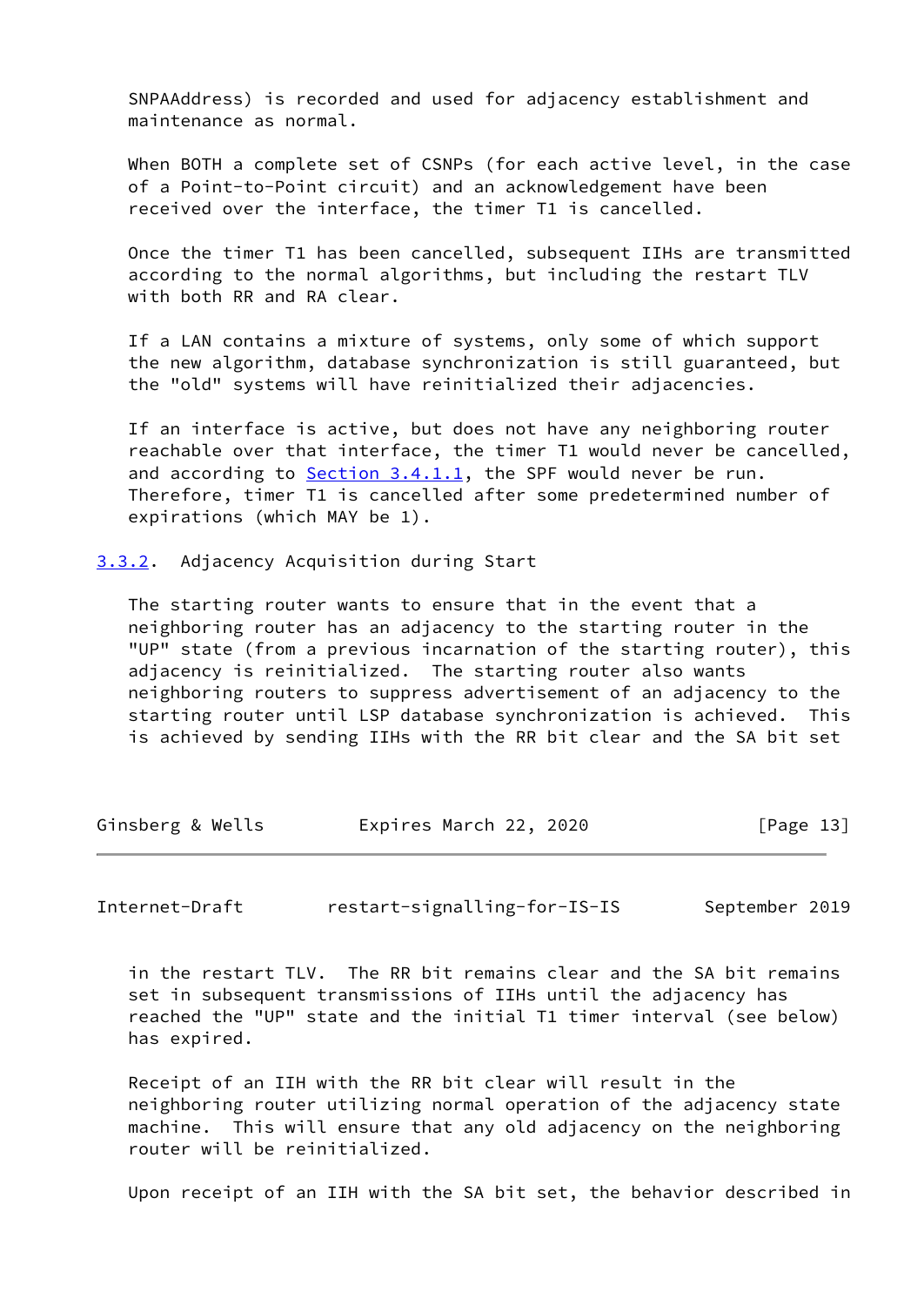SNPAAddress) is recorded and used for adjacency establishment and maintenance as normal.

When BOTH a complete set of CSNPs (for each active level, in the case of a Point-to-Point circuit) and an acknowledgement have been received over the interface, the timer T1 is cancelled.

Once the timer T1 has been cancelled, subsequent IIHs are transmitted according to the normal algorithms, but including the restart TLV with both RR and RA clear.

If a LAN contains a mixture of systems, only some of which support the new algorithm, database synchronization is still guaranteed, but the "old" systems will have reinitialized their adjacencies.

If an interface is active, but does not have any neighboring router reachable over that interface, the timer T1 would never be cancelled, and according to Section 3.4.1.1, the SPF would never be run. Therefore, timer T1 is cancelled after some predetermined number of expirations (which MAY be 1).

### 3.3.2. Adjacency Acquisition during Start

The starting router wants to ensure that in the event that a neighboring router has an adjacency to the starting router in the "UP" state (from a previous incarnation of the starting router), this adjacency is reinitialized. The starting router also wants neighboring routers to suppress advertisement of an adjacency to the starting router until LSP database synchronization is achieved. This is achieved by sending IIHs with the RR bit clear and the SA bit set in the restart TLV. The RR bit remains clear and the SA bit remains set in subsequent transmissions of IIHs until the adjacency has reached the "UP" state and the initial T1 timer interval (see below) has expired.

Receipt of an IIH with the RR bit clear will result in the neighboring router utilizing normal operation of the adjacency state machine. This will ensure that any old adjacency on the neighboring router will be reinitialized.

Upon receipt of an IIH with the SA bit set, the behavior described in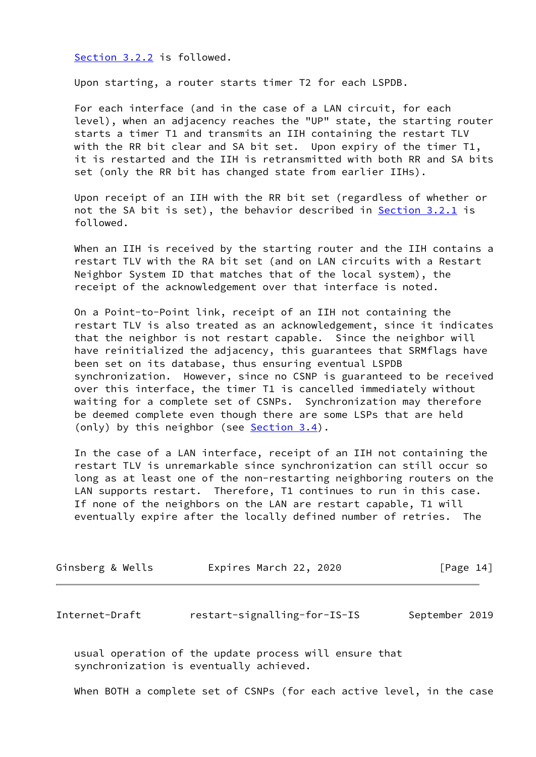Section 3.2.2 is followed.

Upon starting, a router starts timer T2 for each LSPDB.

For each interface (and in the case of a LAN circuit, for each level), when an adjacency reaches the "UP" state, the starting router starts a timer T1 and transmits an IIH containing the restart TLV with the RR bit clear and SA bit set. Upon expiry of the timer T1, it is restarted and the IIH is retransmitted with both RR and SA bits set (only the RR bit has changed state from earlier IIHs).

Upon receipt of an IIH with the RR bit set (regardless of whether or not the SA bit is set), the behavior described in Section 3.2.1 is followed.

When an IIH is received by the starting router and the IIH contains a restart TLV with the RA bit set (and on LAN circuits with a Restart Neighbor System ID that matches that of the local system), the receipt of the acknowledgement over that interface is noted.

On a Point-to-Point link, receipt of an IIH not containing the restart TLV is also treated as an acknowledgement, since it indicates that the neighbor is not restart capable. Since the neighbor will have reinitialized the adjacency, this guarantees that SRMflags have been set on its database, thus ensuring eventual LSPDB synchronization. However, since no CSNP is guaranteed to be received over this interface, the timer T1 is cancelled immediately without waiting for a complete set of CSNPs. Synchronization may therefore be deemed complete even though there are some LSPs that are held (only) by this neighbor (see Section 3.4).

In the case of a LAN interface, receipt of an IIH not containing the restart TLV is unremarkable since synchronization can still occur so long as at least one of the non-restarting neighboring routers on the LAN supports restart. Therefore, T1 continues to run in this case. If none of the neighbors on the LAN are restart capable, T1 will eventually expire after the locally defined number of retries. The usual operation of the update process will ensure that synchronization is eventually achieved.

When BOTH a complete set of CSNPs (for each active level, in the case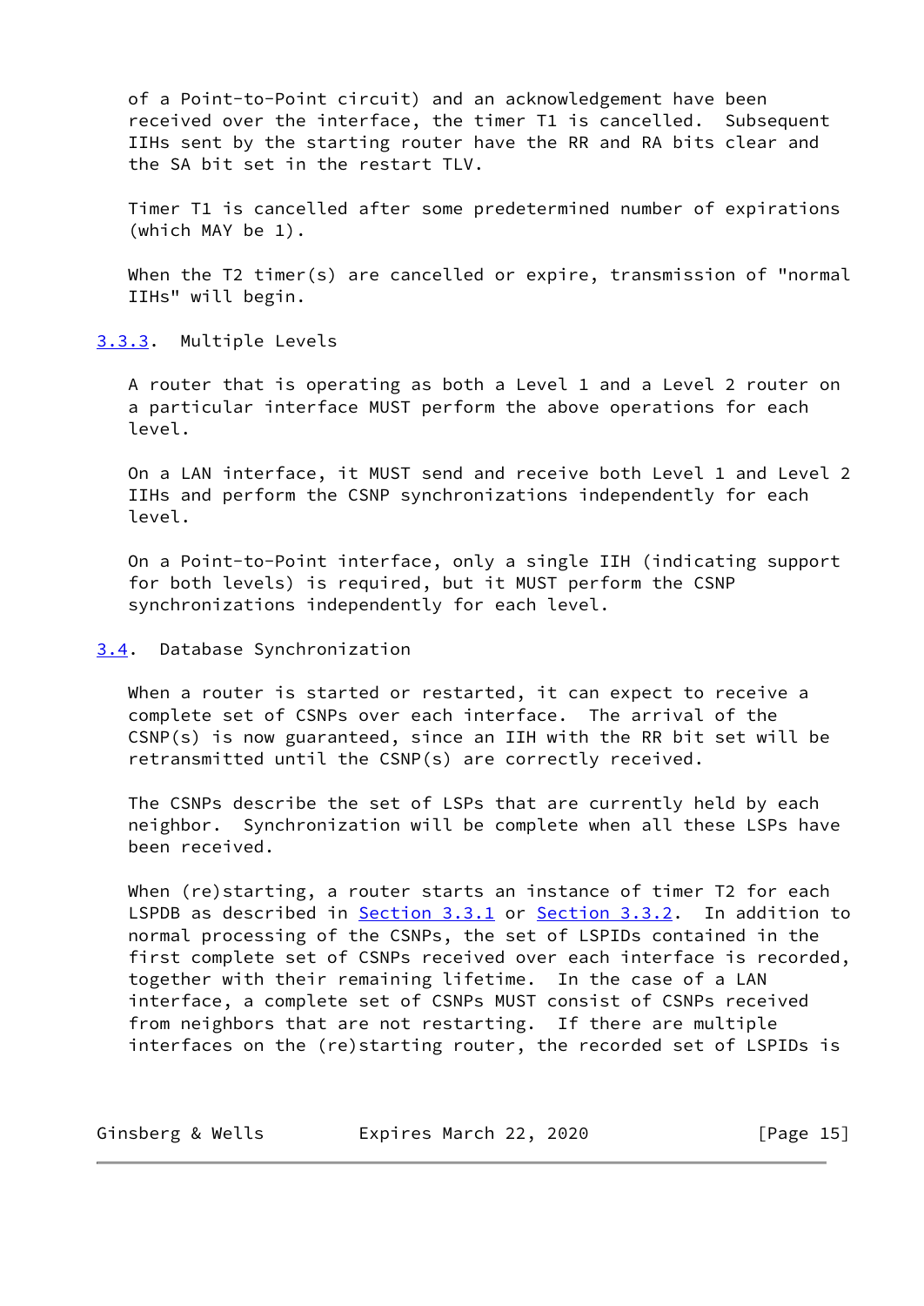of a Point-to-Point circuit) and an acknowledgement have been received over the interface, the timer T1 is cancelled. Subsequent IIHs sent by the starting router have the RR and RA bits clear and the SA bit set in the restart TLV.

Timer T1 is cancelled after some predetermined number of expirations (which MAY be 1).

When the T2 timer(s) are cancelled or expire, transmission of "normal IIHs" will begin.

#### 3.3.3. Multiple Levels

A router that is operating as both a Level 1 and a Level 2 router on a particular interface MUST perform the above operations for each level.

On a LAN interface, it MUST send and receive both Level 1 and Level 2 IIHs and perform the CSNP synchronizations independently for each level.

On a Point-to-Point interface, only a single IIH (indicating support for both levels) is required, but it MUST perform the CSNP synchronizations independently for each level.

### 3.4. Database Synchronization

When a router is started or restarted, it can expect to receive a complete set of CSNPs over each interface. The arrival of the CSNP(s) is now guaranteed, since an IIH with the RR bit set will be retransmitted until the CSNP(s) are correctly received.

The CSNPs describe the set of LSPs that are currently held by each neighbor. Synchronization will be complete when all these LSPs have been received.

When (re)starting, a router starts an instance of timer T2 for each LSPDB as described in Section 3.3.1 or Section 3.3.2. In addition to normal processing of the CSNPs, the set of LSPIDs contained in the first complete set of CSNPs received over each interface is recorded, together with their remaining lifetime. In the case of a LAN interface, a complete set of CSNPs MUST consist of CSNPs received from neighbors that are not restarting. If there are multiple interfaces on the (re)starting router, the recorded set of LSPIDs is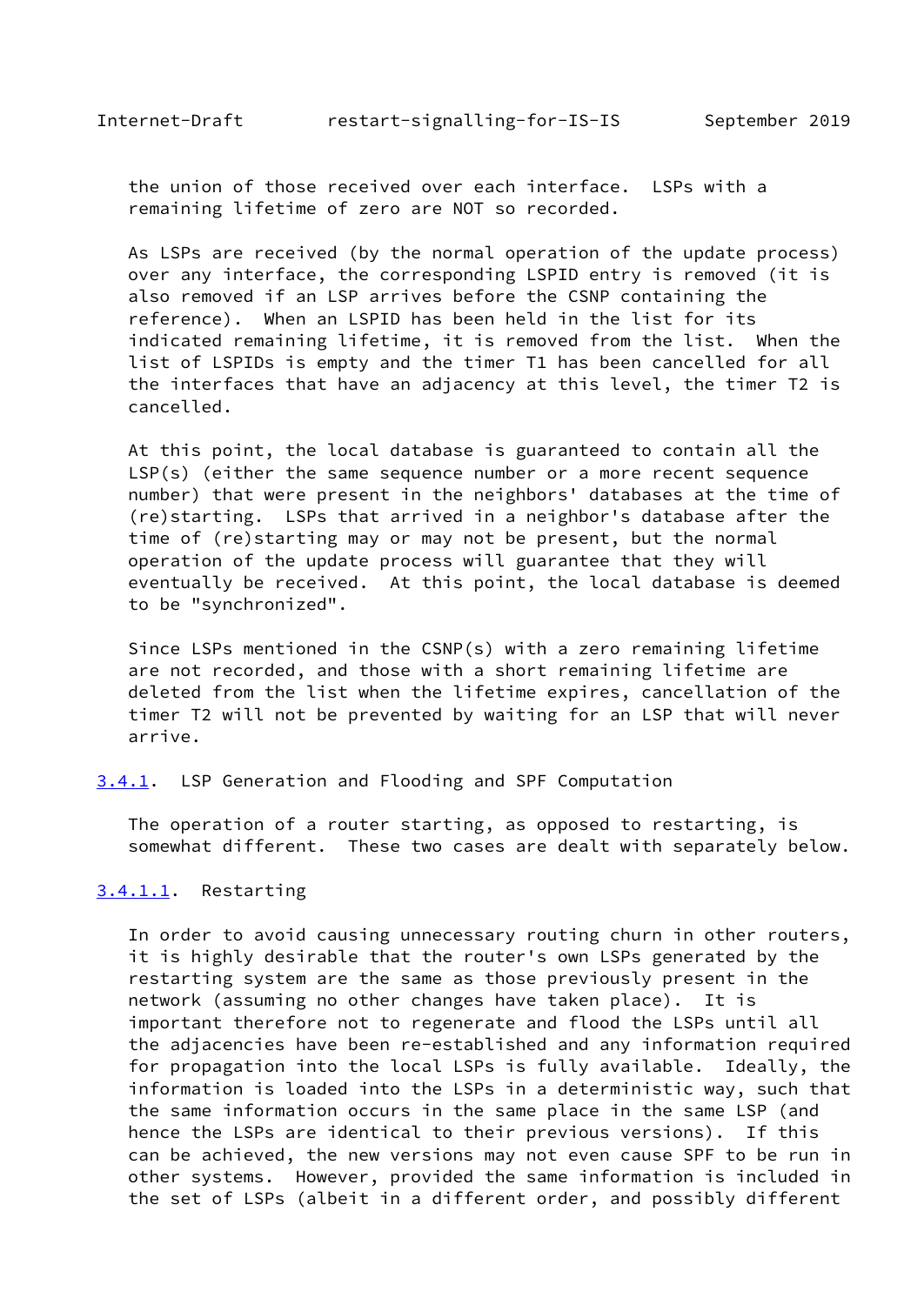the union of those received over each interface. LSPs with a remaining lifetime of zero are NOT so recorded.

As LSPs are received (by the normal operation of the update process) over any interface, the corresponding LSPID entry is removed (it is also removed if an LSP arrives before the CSNP containing the reference). When an LSPID has been held in the list for its indicated remaining lifetime, it is removed from the list. When the list of LSPIDs is empty and the timer T1 has been cancelled for all the interfaces that have an adjacency at this level, the timer T2 is cancelled.

At this point, the local database is guaranteed to contain all the LSP(s) (either the same sequence number or a more recent sequence number) that were present in the neighbors' databases at the time of (re)starting. LSPs that arrived in a neighbor's database after the time of (re)starting may or may not be present, but the normal operation of the update process will guarantee that they will eventually be received. At this point, the local database is deemed to be "synchronized".

Since LSPs mentioned in the CSNP(s) with a zero remaining lifetime are not recorded, and those with a short remaining lifetime are deleted from the list when the lifetime expires, cancellation of the timer T2 will not be prevented by waiting for an LSP that will never arrive.

### 3.4.1. LSP Generation and Flooding and SPF Computation

The operation of a router starting, as opposed to restarting, is somewhat different. These two cases are dealt with separately below.

#### 3.4.1.1. Restarting

In order to avoid causing unnecessary routing churn in other routers, it is highly desirable that the router's own LSPs generated by the restarting system are the same as those previously present in the network (assuming no other changes have taken place). It is important therefore not to regenerate and flood the LSPs until all the adjacencies have been re-established and any information required for propagation into the local LSPs is fully available. Ideally, the information is loaded into the LSPs in a deterministic way, such that the same information occurs in the same place in the same LSP (and hence the LSPs are identical to their previous versions). If this can be achieved, the new versions may not even cause SPF to be run in other systems. However, provided the same information is included in the set of LSPs (albeit in a different order, and possibly different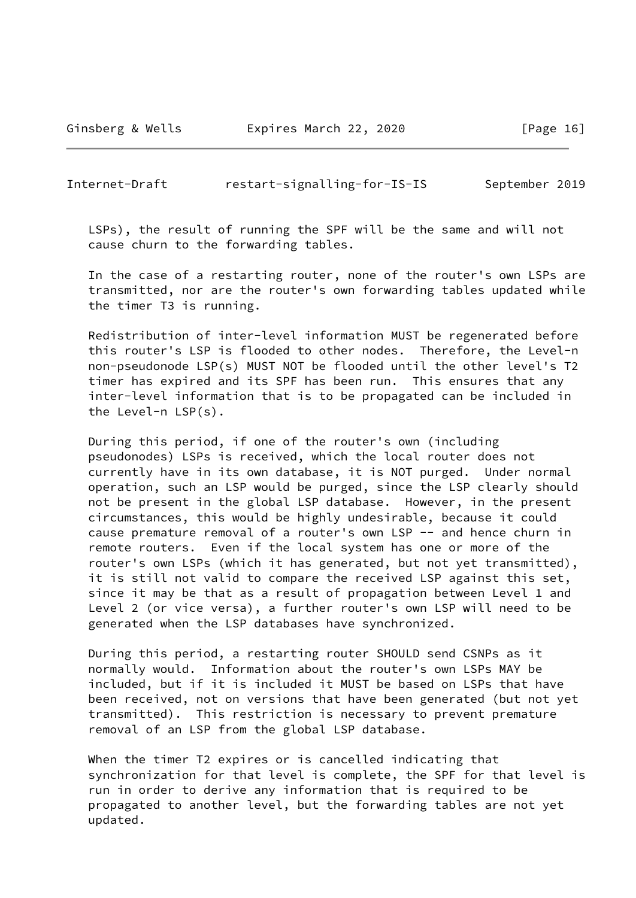LSPs), the result of running the SPF will be the same and will not cause churn to the forwarding tables.

In the case of a restarting router, none of the router's own LSPs are transmitted, nor are the router's own forwarding tables updated while the timer T3 is running.

Redistribution of inter-level information MUST be regenerated before this router's LSP is flooded to other nodes. Therefore, the Level-n non-pseudonode LSP(s) MUST NOT be flooded until the other level's T2 timer has expired and its SPF has been run. This ensures that any inter-level information that is to be propagated can be included in the Level-n LSP(s).

During this period, if one of the router's own (including pseudonodes) LSPs is received, which the local router does not currently have in its own database, it is NOT purged. Under normal operation, such an LSP would be purged, since the LSP clearly should not be present in the global LSP database. However, in the present circumstances, this would be highly undesirable, because it could cause premature removal of a router's own LSP -- and hence churn in remote routers. Even if the local system has one or more of the router's own LSPs (which it has generated, but not yet transmitted), it is still not valid to compare the received LSP against this set, since it may be that as a result of propagation between Level 1 and Level 2 (or vice versa), a further router's own LSP will need to be generated when the LSP databases have synchronized.

During this period, a restarting router SHOULD send CSNPs as it normally would. Information about the router's own LSPs MAY be included, but if it is included it MUST be based on LSPs that have been received, not on versions that have been generated (but not yet transmitted). This restriction is necessary to prevent premature removal of an LSP from the global LSP database.

When the timer T2 expires or is cancelled indicating that synchronization for that level is complete, the SPF for that level is run in order to derive any information that is required to be propagated to another level, but the forwarding tables are not yet updated.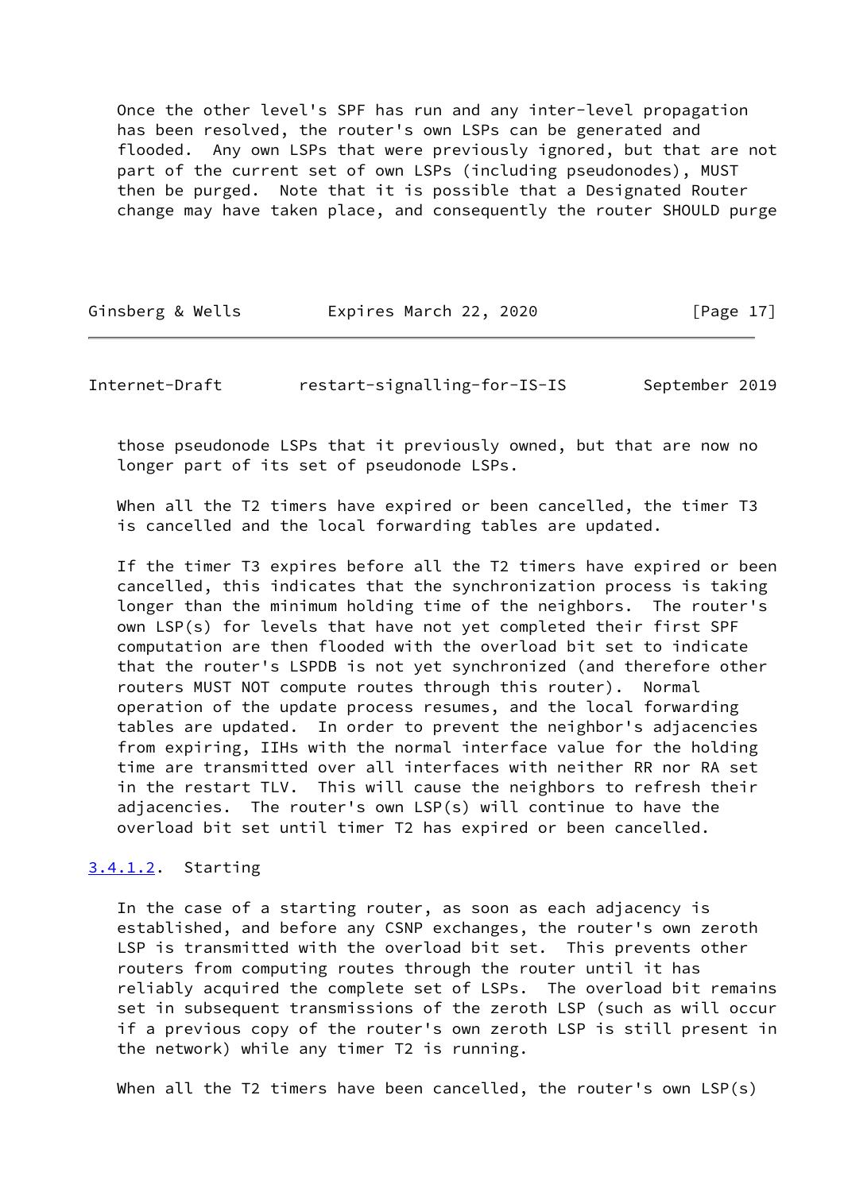Once the other level's SPF has run and any inter-level propagation has been resolved, the router's own LSPs can be generated and flooded. Any own LSPs that were previously ignored, but that are not part of the current set of own LSPs (including pseudonodes), MUST then be purged. Note that it is possible that a Designated Router change may have taken place, and consequently the router SHOULD purge those pseudonode LSPs that it previously owned, but that are now no longer part of its set of pseudonode LSPs.

When all the T2 timers have expired or been cancelled, the timer T3 is cancelled and the local forwarding tables are updated.

If the timer T3 expires before all the T2 timers have expired or been cancelled, this indicates that the synchronization process is taking longer than the minimum holding time of the neighbors. The router's own LSP(s) for levels that have not yet completed their first SPF computation are then flooded with the overload bit set to indicate that the router's LSPDB is not yet synchronized (and therefore other routers MUST NOT compute routes through this router). Normal operation of the update process resumes, and the local forwarding tables are updated. In order to prevent the neighbor's adjacencies from expiring, IIHs with the normal interface value for the holding time are transmitted over all interfaces with neither RR nor RA set in the restart TLV. This will cause the neighbors to refresh their adjacencies. The router's own LSP(s) will continue to have the overload bit set until timer T2 has expired or been cancelled.

#### 3.4.1.2. Starting

In the case of a starting router, as soon as each adjacency is established, and before any CSNP exchanges, the router's own zeroth LSP is transmitted with the overload bit set. This prevents other routers from computing routes through the router until it has reliably acquired the complete set of LSPs. The overload bit remains set in subsequent transmissions of the zeroth LSP (such as will occur if a previous copy of the router's own zeroth LSP is still present in the network) while any timer T2 is running.

When all the T2 timers have been cancelled, the router's own LSP(s)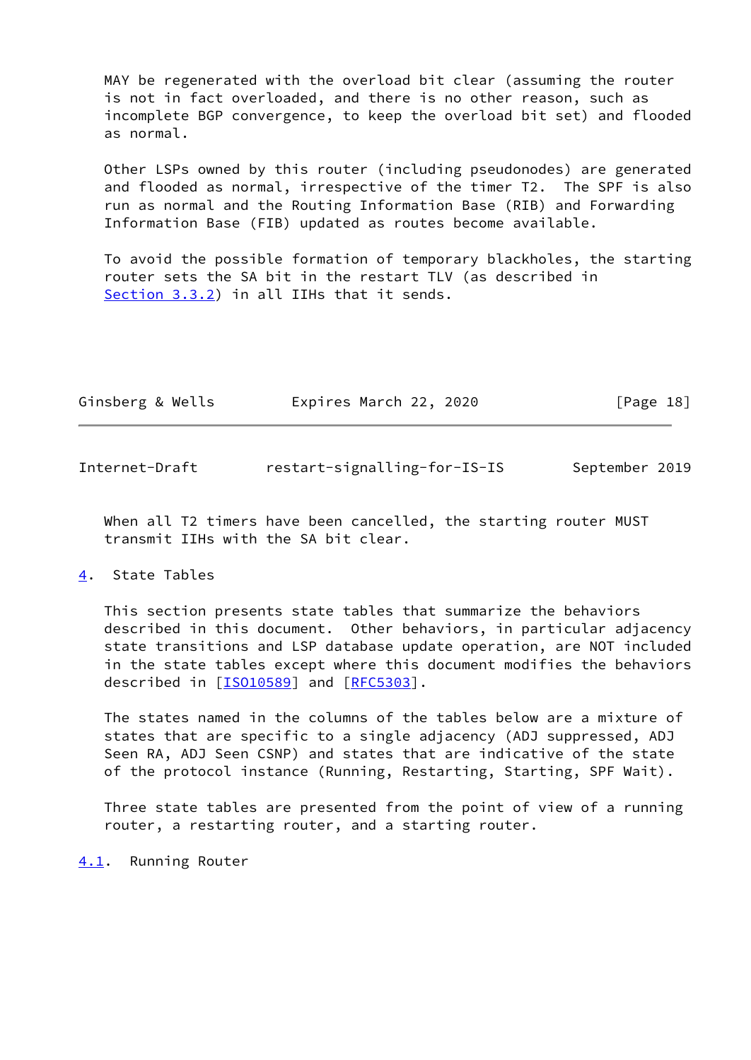MAY be regenerated with the overload bit clear (assuming the router is not in fact overloaded, and there is no other reason, such as incomplete BGP convergence, to keep the overload bit set) and flooded as normal.

Other LSPs owned by this router (including pseudonodes) are generated and flooded as normal, irrespective of the timer T2. The SPF is also run as normal and the Routing Information Base (RIB) and Forwarding Information Base (FIB) updated as routes become available.

To avoid the possible formation of temporary blackholes, the starting router sets the SA bit in the restart TLV (as described in Section 3.3.2) in all IIHs that it sends.

When all T2 timers have been cancelled, the starting router MUST transmit IIHs with the SA bit clear.

## 4. State Tables

This section presents state tables that summarize the behaviors described in this document. Other behaviors, in particular adjacency state transitions and LSP database update operation, are NOT included in the state tables except where this document modifies the behaviors described in [ISO10589] and [RFC5303].

The states named in the columns of the tables below are a mixture of states that are specific to a single adjacency (ADJ suppressed, ADJ Seen RA, ADJ Seen CSNP) and states that are indicative of the state of the protocol instance (Running, Restarting, Starting, SPF Wait).

Three state tables are presented from the point of view of a running router, a restarting router, and a starting router.

### 4.1. Running Router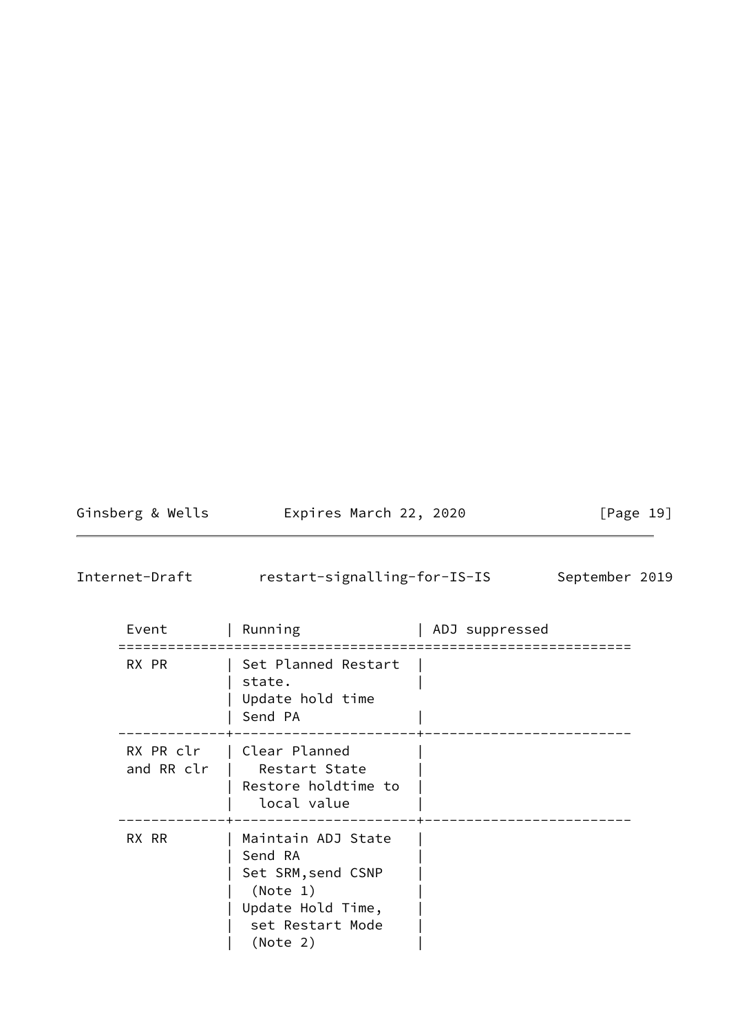| Event | Running | ADJ suppressed |
|---|---|---|
| RX PR | Set Planned Restart state. Update hold time Send PA | |
| RX PR clr and RR clr | Clear Planned Restart State Restore holdtime to local value | |
| RX RR | Maintain ADJ State Send RA Set SRM,send CSNP (Note 1) Update Hold Time, set Restart Mode (Note 2) | |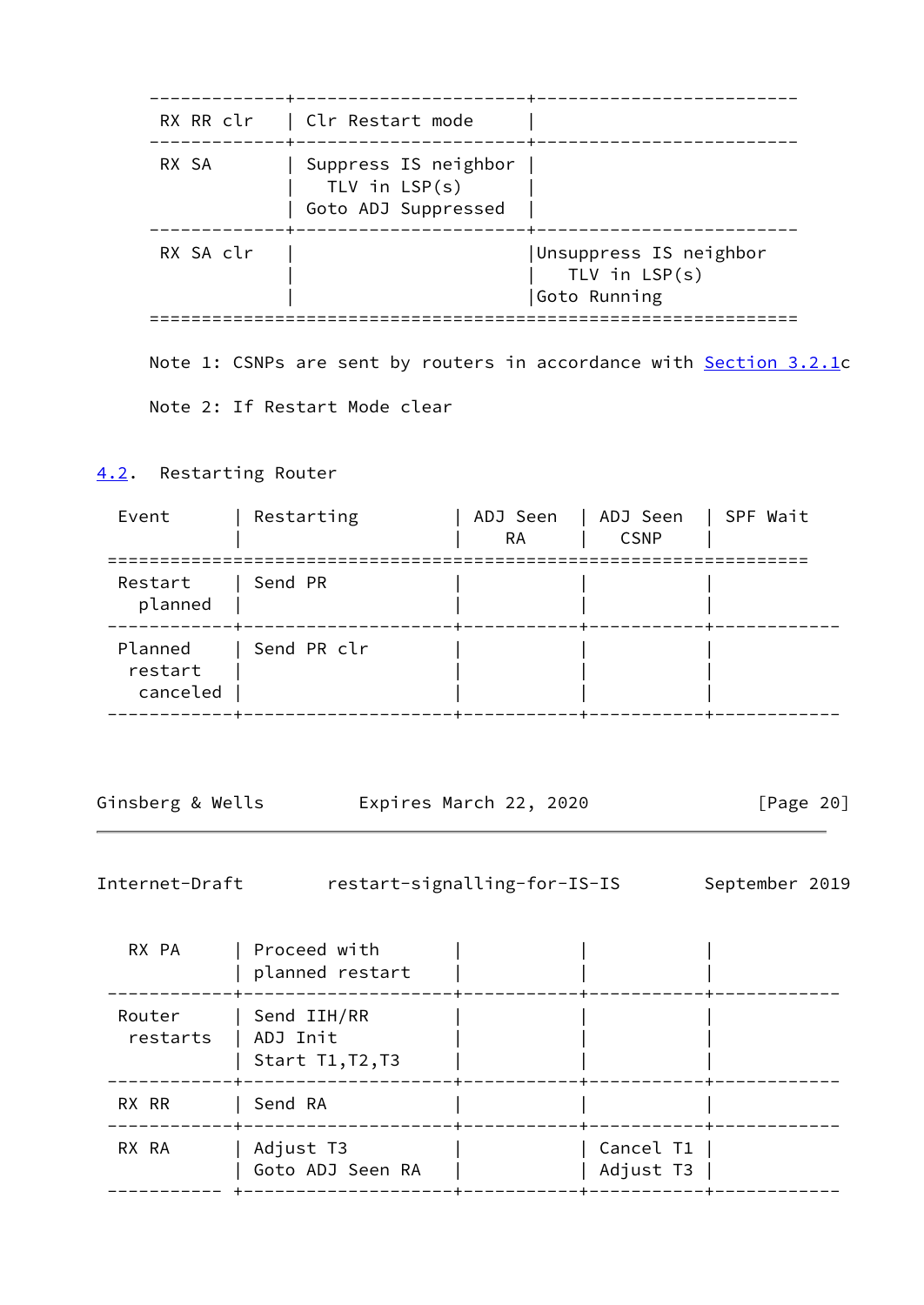| | | |
|---|---|---|
| RX RR clr | Clr Restart mode | |
| RX SA | Suppress IS neighbor TLV in LSP(s) Goto ADJ Suppressed | |
| RX SA clr | | Unsuppress IS neighbor TLV in LSP(s) Goto Running |

Note 1: CSNPs are sent by routers in accordance with Section 3.2.1c

Note 2: If Restart Mode clear

## 4.2. Restarting Router

| Event | Restarting | ADJ Seen RA | ADJ Seen CSNP | SPF Wait |
|---|---|---|---|---|
| Restart planned | Send PR | | | |
| Planned restart canceled | Send PR clr | | | |
| RX PA | Proceed with planned restart | | | |
| Router restarts | Send IIH/RR ADJ Init Start T1,T2,T3 | | | |
| RX RR | Send RA | | | |
| RX RA | Adjust T3 Goto ADJ Seen RA | | Cancel T1 Adjust T3 | |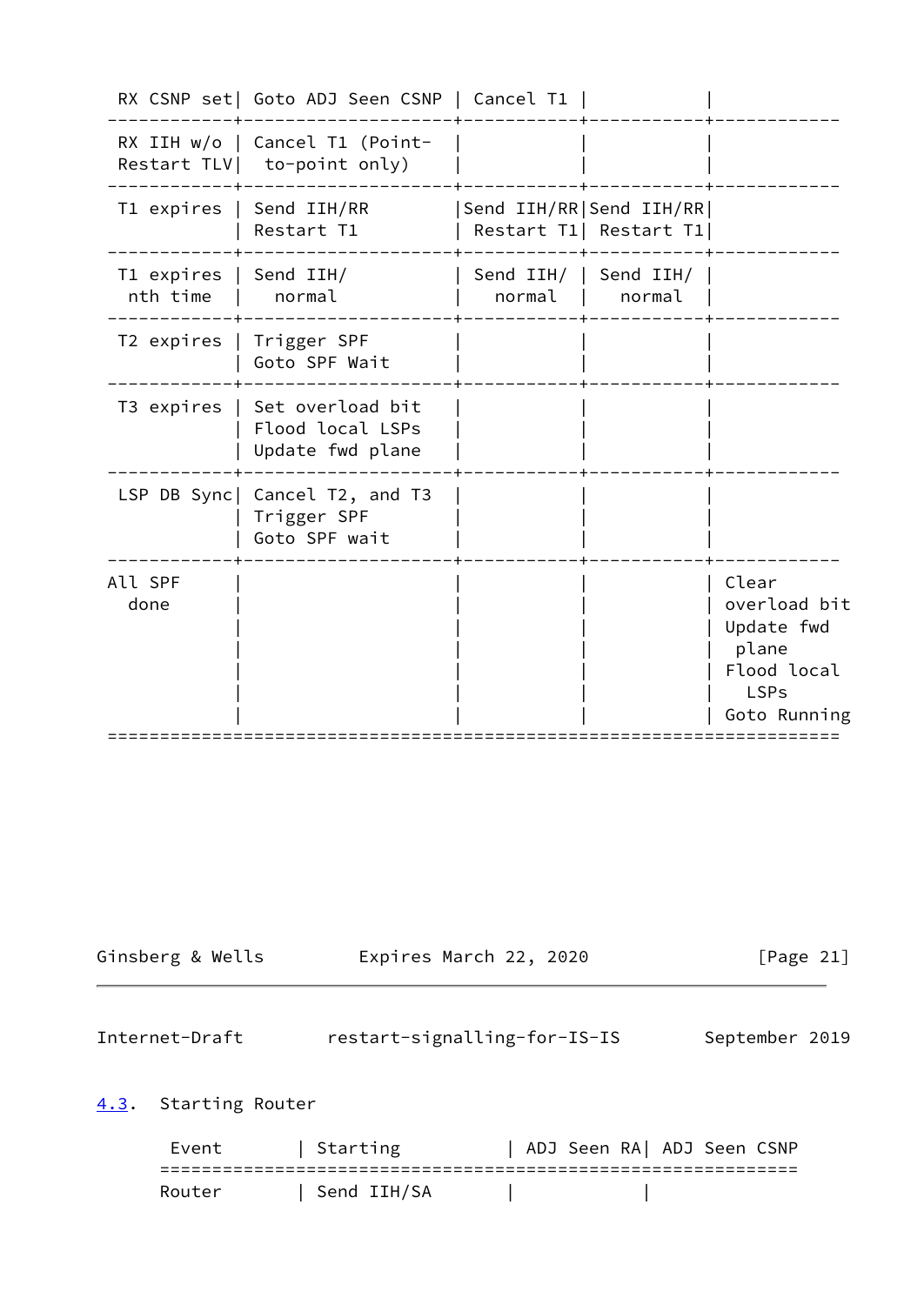```
 RX CSNP set| Goto ADJ Seen CSNP | Cancel T1 |           |
------------+--------------------+-----------+-----------+------------
 RX IIH w/o | Cancel T1 (Point-  |           |           |
 Restart TLV|  to-point only)    |           |           |
------------+--------------------+-----------+-----------+------------
 T1 expires | Send IIH/RR        |Send IIH/RR|Send IIH/RR|
            | Restart T1         | Restart T1| Restart T1|
------------+--------------------+-----------+-----------+------------
 T1 expires | Send IIH/          | Send IIH/ | Send IIH/ |
  nth time  |   normal           |   normal  |   normal  |
------------+--------------------+-----------+-----------+------------
 T2 expires | Trigger SPF        |           |           |
            | Goto SPF Wait      |           |           |
------------+--------------------+-----------+-----------+------------
 T3 expires | Set overload bit   |           |           |
            | Flood local LSPs   |           |           |
            | Update fwd plane   |           |           |
------------+--------------------+-----------+-----------+------------
 LSP DB Sync| Cancel T2, and T3  |           |           |
            | Trigger SPF        |           |           |
            | Goto SPF wait      |           |           |
------------+--------------------+-----------+-----------+------------
All SPF     |                    |           |           | Clear
  done      |                    |           |           | overload bit
            |                    |           |           | Update fwd
            |                    |           |           |  plane
            |                    |           |           | Flood local
            |                    |           |           |   LSPs
            |                    |           |           | Goto Running
======================================================================
```

## 4.3. Starting Router

```
 Event        | Starting           | ADJ Seen RA| ADJ Seen CSNP
=============================================================
Router        | Send IIH/SA        |            |
```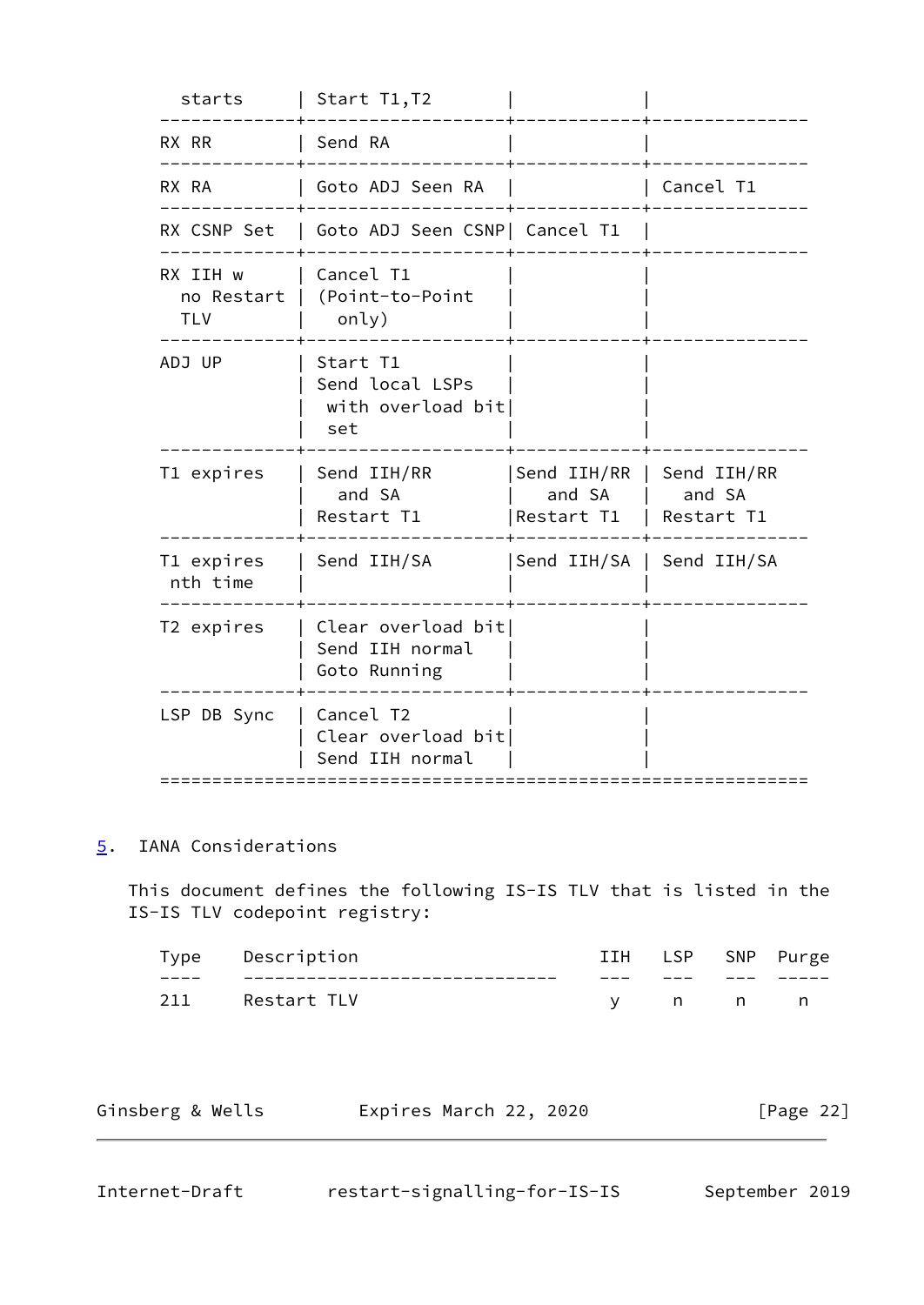| | | | |
|---|---|---|---|
| starts | Start T1,T2 | | |
| RX RR | Send RA | | |
| RX RA | Goto ADJ Seen RA | | Cancel T1 |
| RX CSNP Set | Goto ADJ Seen CSNP | Cancel T1 | |
| RX IIH w no Restart TLV | Cancel T1 (Point-to-Point only) | | |
| ADJ UP | Start T1 Send local LSPs with overload bit set | | |
| T1 expires | Send IIH/RR and SA Restart T1 | Send IIH/RR and SA Restart T1 | Send IIH/RR and SA Restart T1 |
| T1 expires nth time | Send IIH/SA | Send IIH/SA | Send IIH/SA |
| T2 expires | Clear overload bit Send IIH normal Goto Running | | |
| LSP DB Sync | Cancel T2 Clear overload bit Send IIH normal | | |

## 5. IANA Considerations

This document defines the following IS-IS TLV that is listed in the IS-IS TLV codepoint registry:

| Type | Description | IIH | LSP | SNP | Purge |
|---|---|---|---|---|---|
| 211 | Restart TLV | y | n | n | n |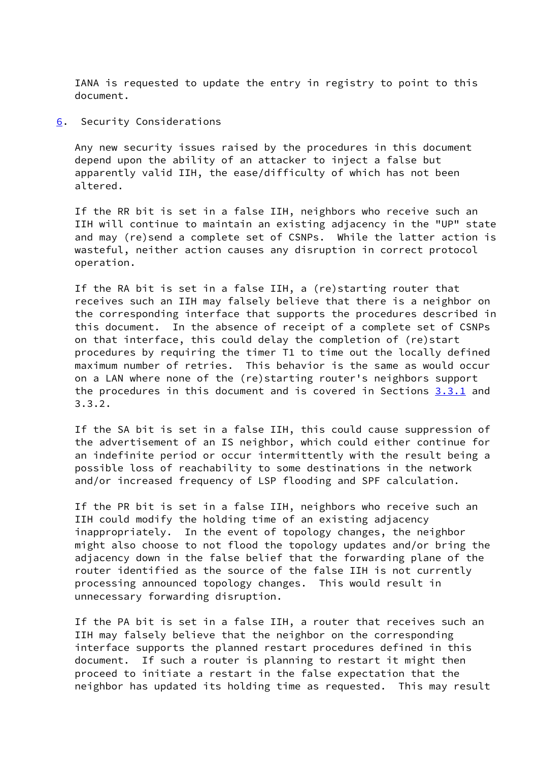IANA is requested to update the entry in registry to point to this document.

## 6. Security Considerations

Any new security issues raised by the procedures in this document depend upon the ability of an attacker to inject a false but apparently valid IIH, the ease/difficulty of which has not been altered.

If the RR bit is set in a false IIH, neighbors who receive such an IIH will continue to maintain an existing adjacency in the "UP" state and may (re)send a complete set of CSNPs. While the latter action is wasteful, neither action causes any disruption in correct protocol operation.

If the RA bit is set in a false IIH, a (re)starting router that receives such an IIH may falsely believe that there is a neighbor on the corresponding interface that supports the procedures described in this document. In the absence of receipt of a complete set of CSNPs on that interface, this could delay the completion of (re)start procedures by requiring the timer T1 to time out the locally defined maximum number of retries. This behavior is the same as would occur on a LAN where none of the (re)starting router's neighbors support the procedures in this document and is covered in Sections 3.3.1 and 3.3.2.

If the SA bit is set in a false IIH, this could cause suppression of the advertisement of an IS neighbor, which could either continue for an indefinite period or occur intermittently with the result being a possible loss of reachability to some destinations in the network and/or increased frequency of LSP flooding and SPF calculation.

If the PR bit is set in a false IIH, neighbors who receive such an IIH could modify the holding time of an existing adjacency inappropriately. In the event of topology changes, the neighbor might also choose to not flood the topology updates and/or bring the adjacency down in the false belief that the forwarding plane of the router identified as the source of the false IIH is not currently processing announced topology changes. This would result in unnecessary forwarding disruption.

If the PA bit is set in a false IIH, a router that receives such an IIH may falsely believe that the neighbor on the corresponding interface supports the planned restart procedures defined in this document. If such a router is planning to restart it might then proceed to initiate a restart in the false expectation that the neighbor has updated its holding time as requested. This may result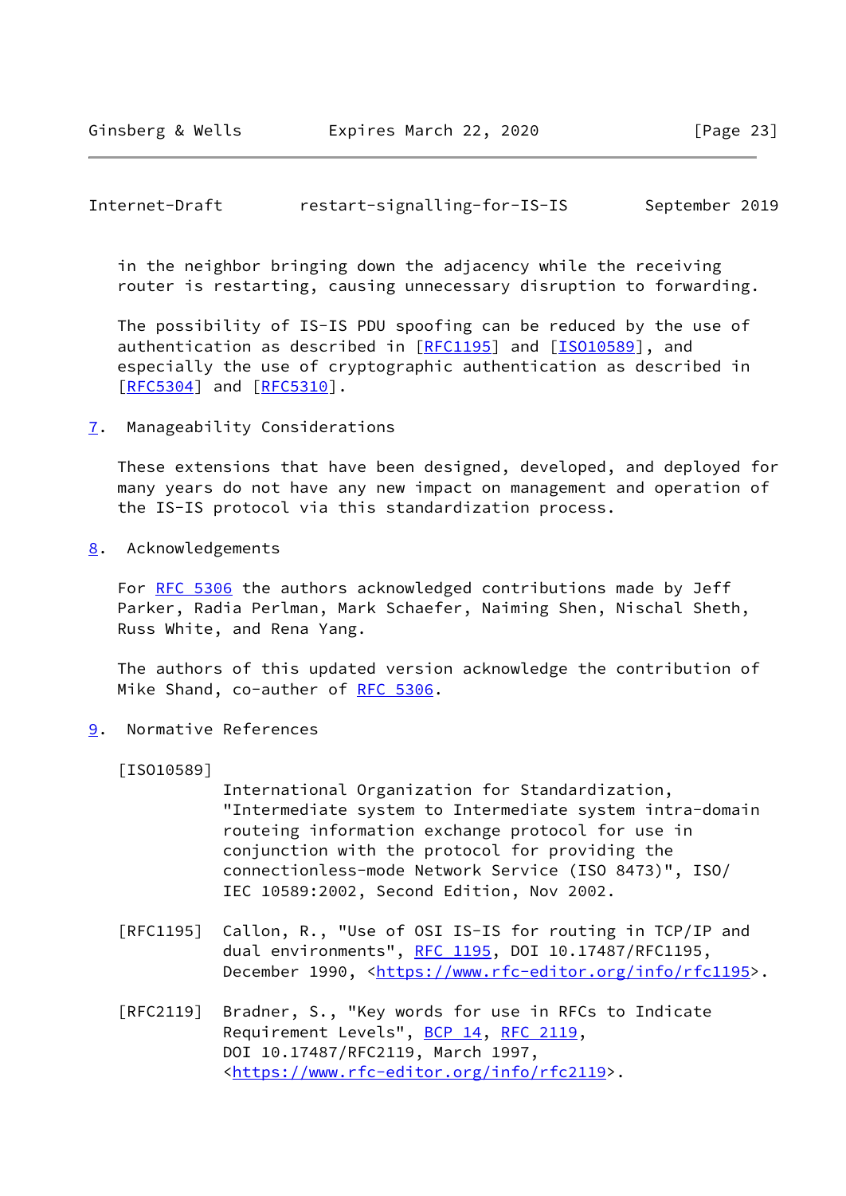in the neighbor bringing down the adjacency while the receiving router is restarting, causing unnecessary disruption to forwarding.

The possibility of IS-IS PDU spoofing can be reduced by the use of authentication as described in [RFC1195] and [ISO10589], and especially the use of cryptographic authentication as described in [RFC5304] and [RFC5310].

## 7. Manageability Considerations

These extensions that have been designed, developed, and deployed for many years do not have any new impact on management and operation of the IS-IS protocol via this standardization process.

## 8. Acknowledgements

For RFC 5306 the authors acknowledged contributions made by Jeff Parker, Radia Perlman, Mark Schaefer, Naiming Shen, Nischal Sheth, Russ White, and Rena Yang.

The authors of this updated version acknowledge the contribution of Mike Shand, co-auther of RFC 5306.

## 9. Normative References

[ISO10589]
International Organization for Standardization, "Intermediate system to Intermediate system intra-domain routeing information exchange protocol for use in conjunction with the protocol for providing the connectionless-mode Network Service (ISO 8473)", ISO/IEC 10589:2002, Second Edition, Nov 2002.

[RFC1195] Callon, R., "Use of OSI IS-IS for routing in TCP/IP and dual environments", RFC 1195, DOI 10.17487/RFC1195, December 1990, <https://www.rfc-editor.org/info/rfc1195>.

[RFC2119] Bradner, S., "Key words for use in RFCs to Indicate Requirement Levels", BCP 14, RFC 2119, DOI 10.17487/RFC2119, March 1997, <https://www.rfc-editor.org/info/rfc2119>.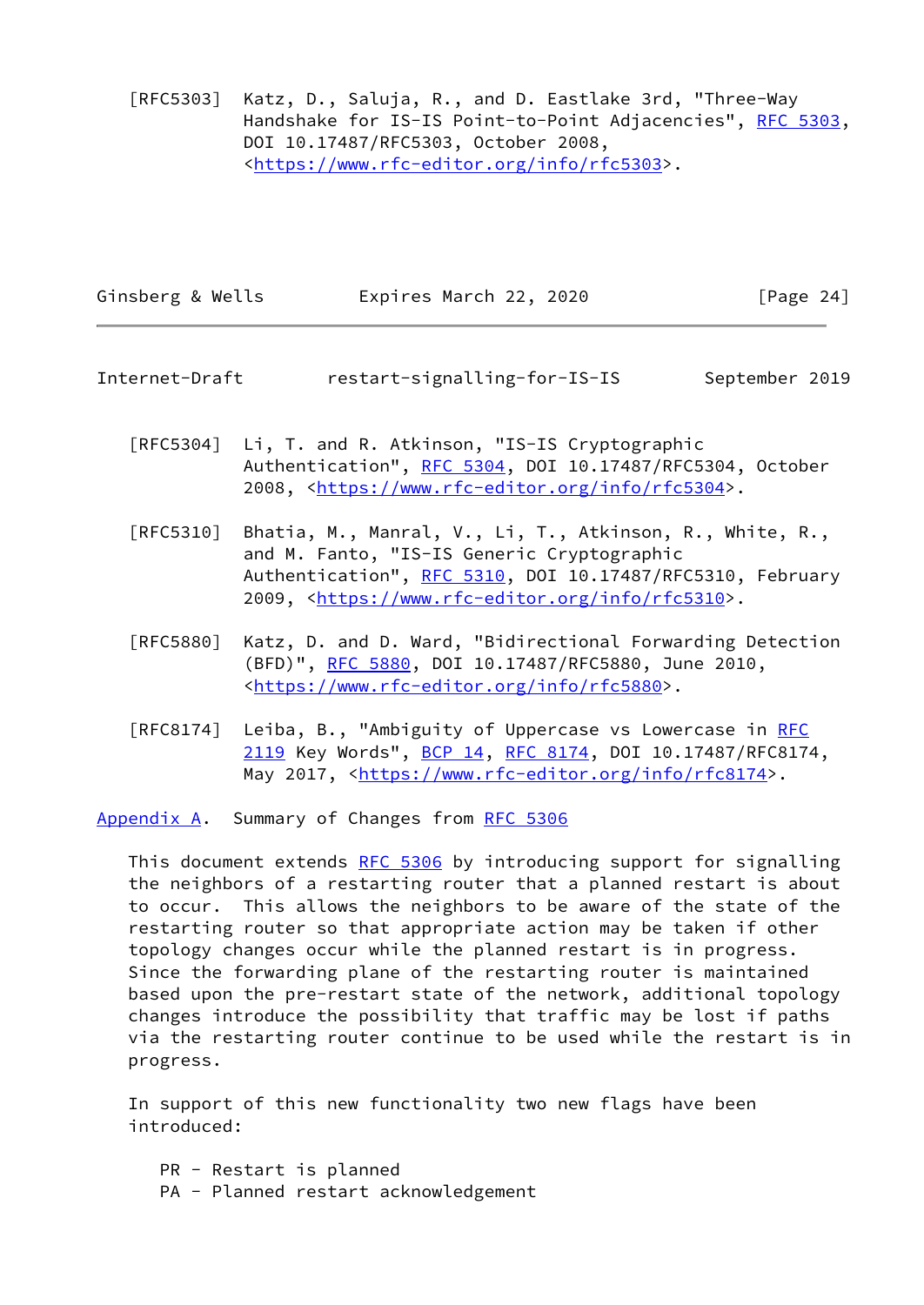[RFC5303] Katz, D., Saluja, R., and D. Eastlake 3rd, "Three-Way Handshake for IS-IS Point-to-Point Adjacencies", RFC 5303, DOI 10.17487/RFC5303, October 2008, <https://www.rfc-editor.org/info/rfc5303>.

[RFC5304] Li, T. and R. Atkinson, "IS-IS Cryptographic Authentication", RFC 5304, DOI 10.17487/RFC5304, October 2008, <https://www.rfc-editor.org/info/rfc5304>.

[RFC5310] Bhatia, M., Manral, V., Li, T., Atkinson, R., White, R., and M. Fanto, "IS-IS Generic Cryptographic Authentication", RFC 5310, DOI 10.17487/RFC5310, February 2009, <https://www.rfc-editor.org/info/rfc5310>.

[RFC5880] Katz, D. and D. Ward, "Bidirectional Forwarding Detection (BFD)", RFC 5880, DOI 10.17487/RFC5880, June 2010, <https://www.rfc-editor.org/info/rfc5880>.

[RFC8174] Leiba, B., "Ambiguity of Uppercase vs Lowercase in RFC 2119 Key Words", BCP 14, RFC 8174, DOI 10.17487/RFC8174, May 2017, <https://www.rfc-editor.org/info/rfc8174>.

## Appendix A. Summary of Changes from RFC 5306

This document extends RFC 5306 by introducing support for signalling the neighbors of a restarting router that a planned restart is about to occur. This allows the neighbors to be aware of the state of the restarting router so that appropriate action may be taken if other topology changes occur while the planned restart is in progress. Since the forwarding plane of the restarting router is maintained based upon the pre-restart state of the network, additional topology changes introduce the possibility that traffic may be lost if paths via the restarting router continue to be used while the restart is in progress.

In support of this new functionality two new flags have been introduced:

PR - Restart is planned
PA - Planned restart acknowledgement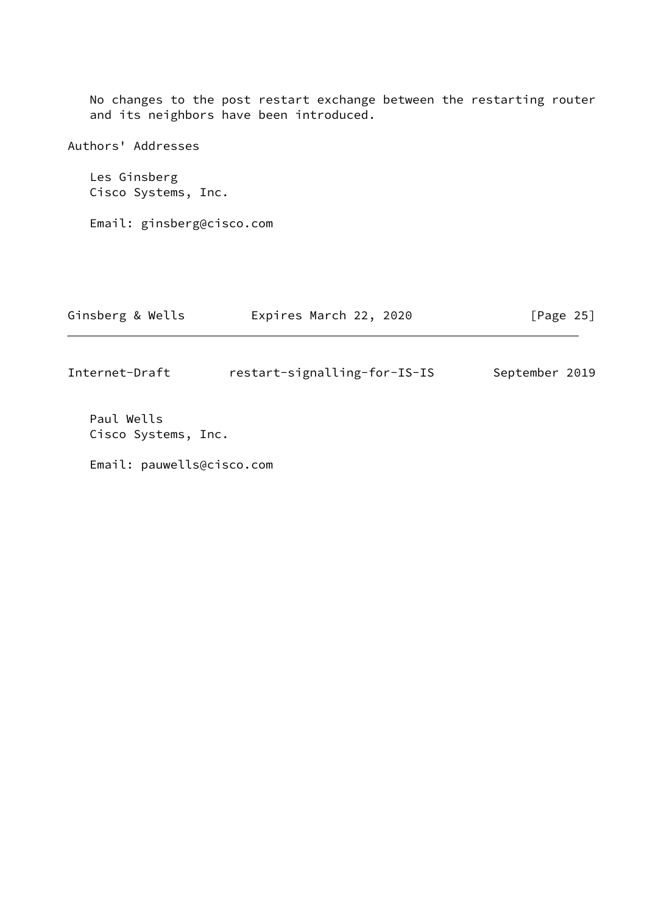No changes to the post restart exchange between the restarting router and its neighbors have been introduced.

## Authors' Addresses

Les Ginsberg
Cisco Systems, Inc.

Email: ginsberg@cisco.com

Paul Wells
Cisco Systems, Inc.

Email: pauwells@cisco.com